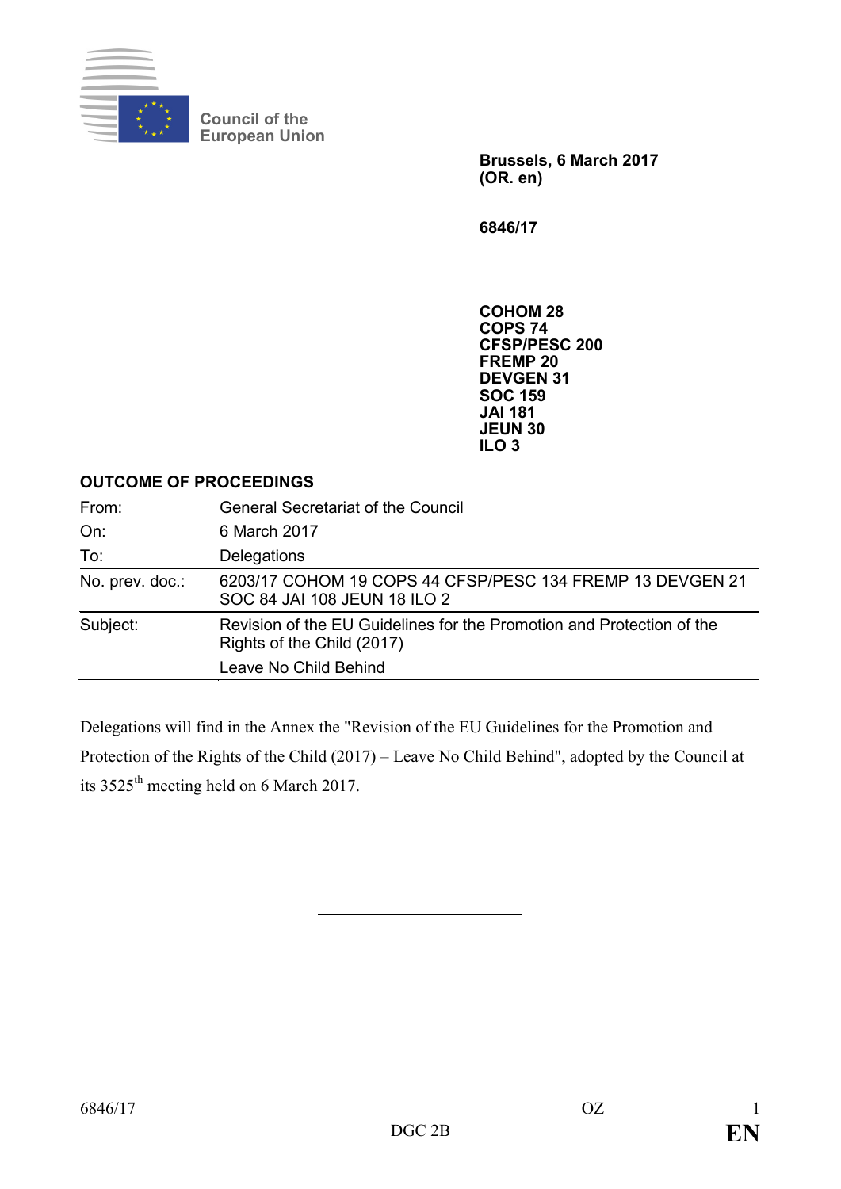Council of the European Union

**Brussels, 6 March 2017**
**(OR. en)**

**6846/17**

**COHOM 28**
**COPS 74**
**CFSP/PESC 200**
**FREMP 20**
**DEVGEN 31**
**SOC 159**
**JAI 181**
**JEUN 30**
**ILO 3**

**OUTCOME OF PROCEEDINGS**

| | |
|---|---|
| From: | General Secretariat of the Council |
| On: | 6 March 2017 |
| To: | Delegations |
| No. prev. doc.: | 6203/17 COHOM 19 COPS 44 CFSP/PESC 134 FREMP 13 DEVGEN 21 SOC 84 JAI 108 JEUN 18 ILO 2 |
| Subject: | Revision of the EU Guidelines for the Promotion and Protection of the Rights of the Child (2017)<br>Leave No Child Behind |

Delegations will find in the Annex the "Revision of the EU Guidelines for the Promotion and Protection of the Rights of the Child (2017) – Leave No Child Behind", adopted by the Council at its 3525th meeting held on 6 March 2017.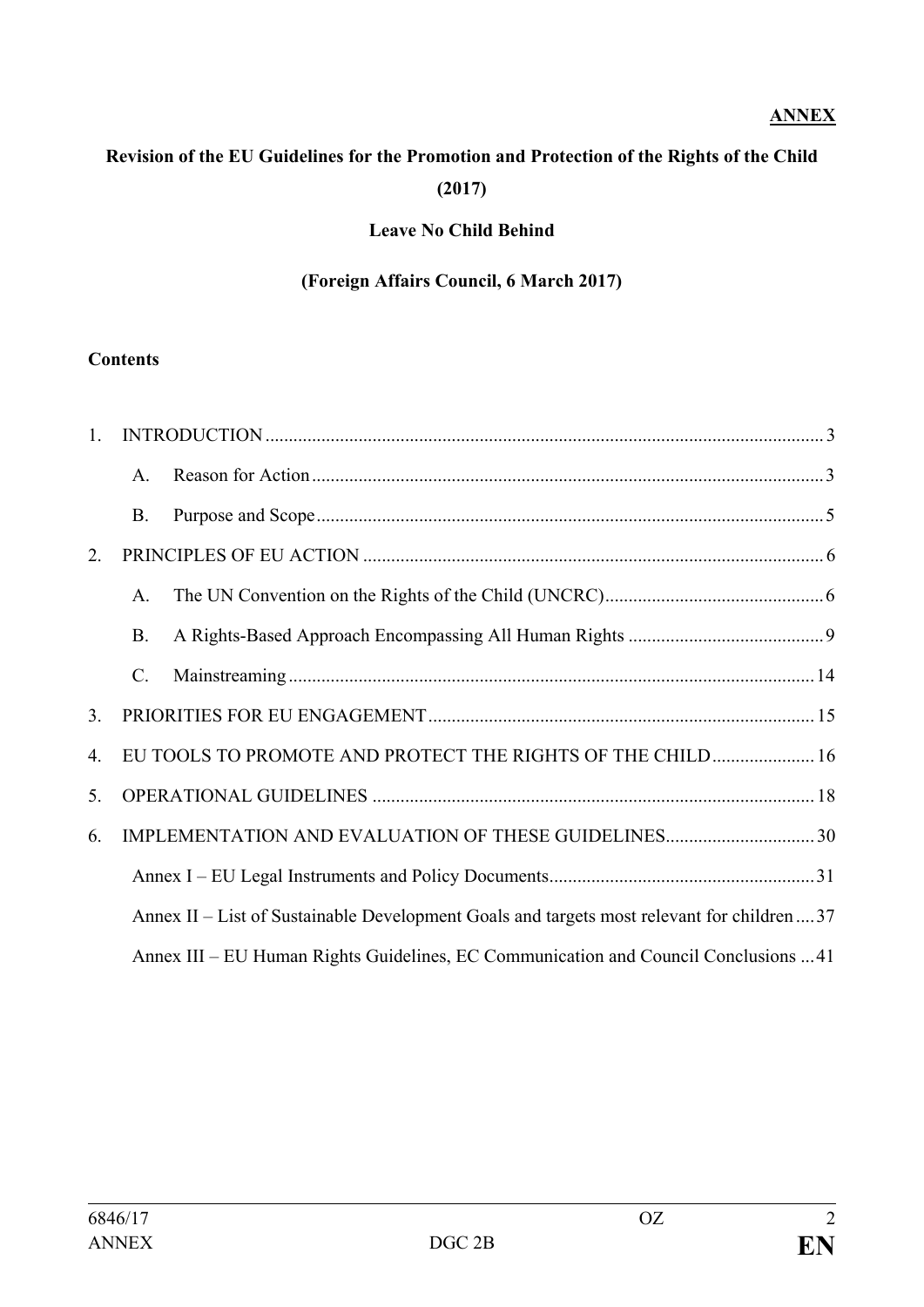**ANNEX**

# Revision of the EU Guidelines for the Promotion and Protection of the Rights of the Child (2017)

## Leave No Child Behind

### (Foreign Affairs Council, 6 March 2017)

**Contents**

1. INTRODUCTION ... 3
   - A. Reason for Action ... 3
   - B. Purpose and Scope ... 5
2. PRINCIPLES OF EU ACTION ... 6
   - A. The UN Convention on the Rights of the Child (UNCRC) ... 6
   - B. A Rights-Based Approach Encompassing All Human Rights ... 9
   - C. Mainstreaming ... 14
3. PRIORITIES FOR EU ENGAGEMENT ... 15
4. EU TOOLS TO PROMOTE AND PROTECT THE RIGHTS OF THE CHILD ... 16
5. OPERATIONAL GUIDELINES ... 18
6. IMPLEMENTATION AND EVALUATION OF THESE GUIDELINES ... 30
   - Annex I – EU Legal Instruments and Policy Documents ... 31
   - Annex II – List of Sustainable Development Goals and targets most relevant for children ... 37
   - Annex III – EU Human Rights Guidelines, EC Communication and Council Conclusions ... 41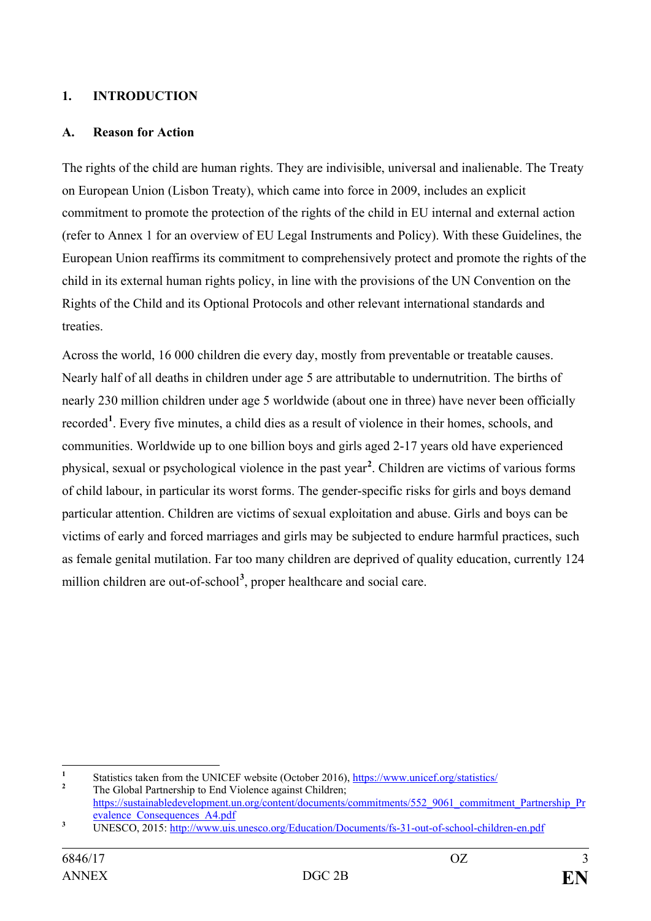## 1. INTRODUCTION

### A. Reason for Action

The rights of the child are human rights. They are indivisible, universal and inalienable. The Treaty on European Union (Lisbon Treaty), which came into force in 2009, includes an explicit commitment to promote the protection of the rights of the child in EU internal and external action (refer to Annex 1 for an overview of EU Legal Instruments and Policy). With these Guidelines, the European Union reaffirms its commitment to comprehensively protect and promote the rights of the child in its external human rights policy, in line with the provisions of the UN Convention on the Rights of the Child and its Optional Protocols and other relevant international standards and treaties.

Across the world, 16 000 children die every day, mostly from preventable or treatable causes. Nearly half of all deaths in children under age 5 are attributable to undernutrition. The births of nearly 230 million children under age 5 worldwide (about one in three) have never been officially recorded[1]. Every five minutes, a child dies as a result of violence in their homes, schools, and communities. Worldwide up to one billion boys and girls aged 2-17 years old have experienced physical, sexual or psychological violence in the past year[2]. Children are victims of various forms of child labour, in particular its worst forms. The gender-specific risks for girls and boys demand particular attention. Children are victims of sexual exploitation and abuse. Girls and boys can be victims of early and forced marriages and girls may be subjected to endure harmful practices, such as female genital mutilation. Far too many children are deprived of quality education, currently 124 million children are out-of-school[3], proper healthcare and social care.

---

[1] Statistics taken from the UNICEF website (October 2016), https://www.unicef.org/statistics/

[2] The Global Partnership to End Violence against Children; https://sustainabledevelopment.un.org/content/documents/commitments/552_9061_commitment_Partnership_Prevalence_Consequences_A4.pdf

[3] UNESCO, 2015: http://www.uis.unesco.org/Education/Documents/fs-31-out-of-school-children-en.pdf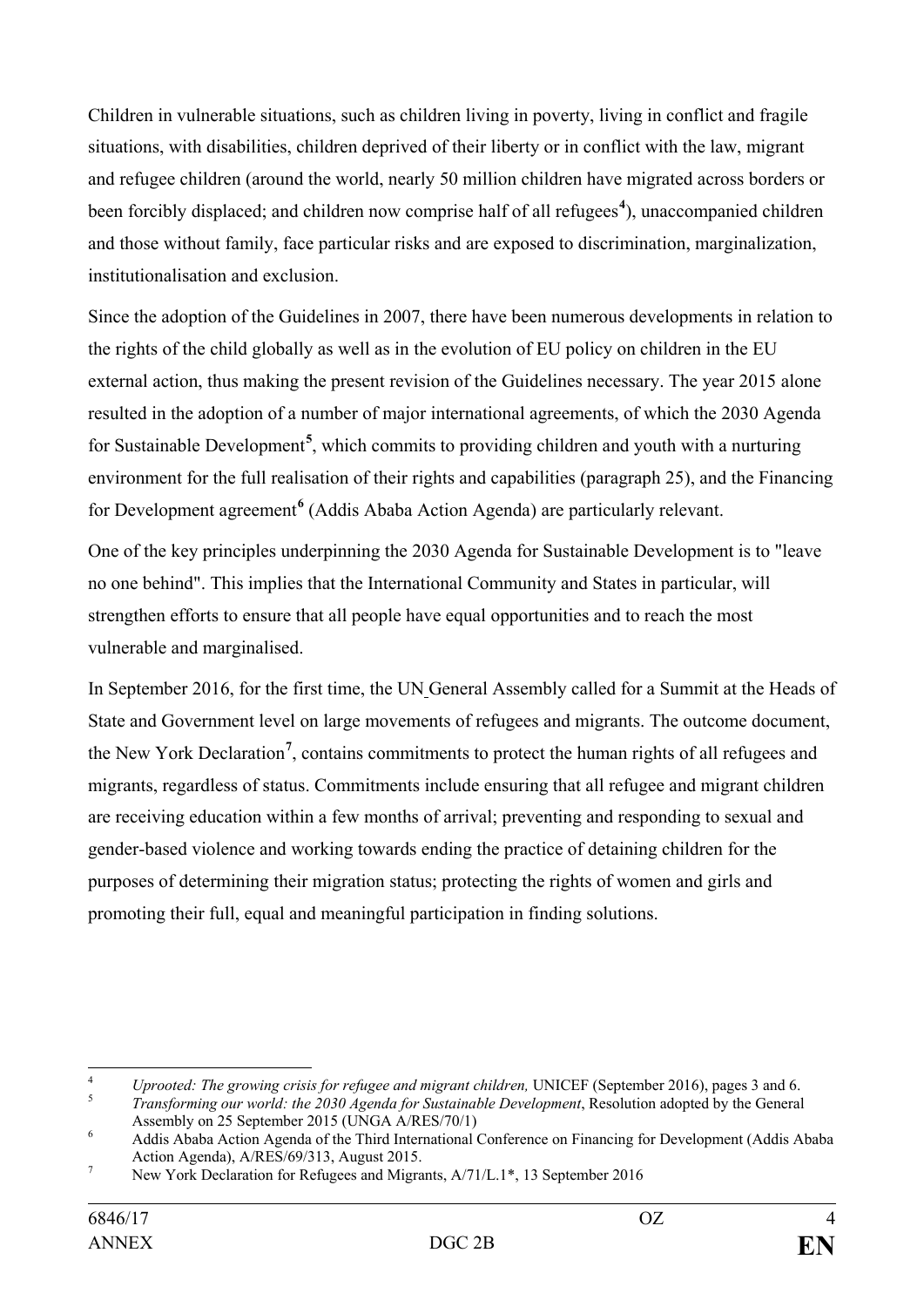Children in vulnerable situations, such as children living in poverty, living in conflict and fragile situations, with disabilities, children deprived of their liberty or in conflict with the law, migrant and refugee children (around the world, nearly 50 million children have migrated across borders or been forcibly displaced; and children now comprise half of all refugees[4]), unaccompanied children and those without family, face particular risks and are exposed to discrimination, marginalization, institutionalisation and exclusion.

Since the adoption of the Guidelines in 2007, there have been numerous developments in relation to the rights of the child globally as well as in the evolution of EU policy on children in the EU external action, thus making the present revision of the Guidelines necessary. The year 2015 alone resulted in the adoption of a number of major international agreements, of which the 2030 Agenda for Sustainable Development[5], which commits to providing children and youth with a nurturing environment for the full realisation of their rights and capabilities (paragraph 25), and the Financing for Development agreement[6] (Addis Ababa Action Agenda) are particularly relevant.

One of the key principles underpinning the 2030 Agenda for Sustainable Development is to "leave no one behind". This implies that the International Community and States in particular, will strengthen efforts to ensure that all people have equal opportunities and to reach the most vulnerable and marginalised.

In September 2016, for the first time, the UN General Assembly called for a Summit at the Heads of State and Government level on large movements of refugees and migrants. The outcome document, the New York Declaration[7], contains commitments to protect the human rights of all refugees and migrants, regardless of status. Commitments include ensuring that all refugee and migrant children are receiving education within a few months of arrival; preventing and responding to sexual and gender-based violence and working towards ending the practice of detaining children for the purposes of determining their migration status; protecting the rights of women and girls and promoting their full, equal and meaningful participation in finding solutions.

---

[4] *Uprooted: The growing crisis for refugee and migrant children,* UNICEF (September 2016), pages 3 and 6.

[5] *Transforming our world: the 2030 Agenda for Sustainable Development*, Resolution adopted by the General Assembly on 25 September 2015 (UNGA A/RES/70/1)

[6] Addis Ababa Action Agenda of the Third International Conference on Financing for Development (Addis Ababa Action Agenda), A/RES/69/313, August 2015.

[7] New York Declaration for Refugees and Migrants, A/71/L.1*, 13 September 2016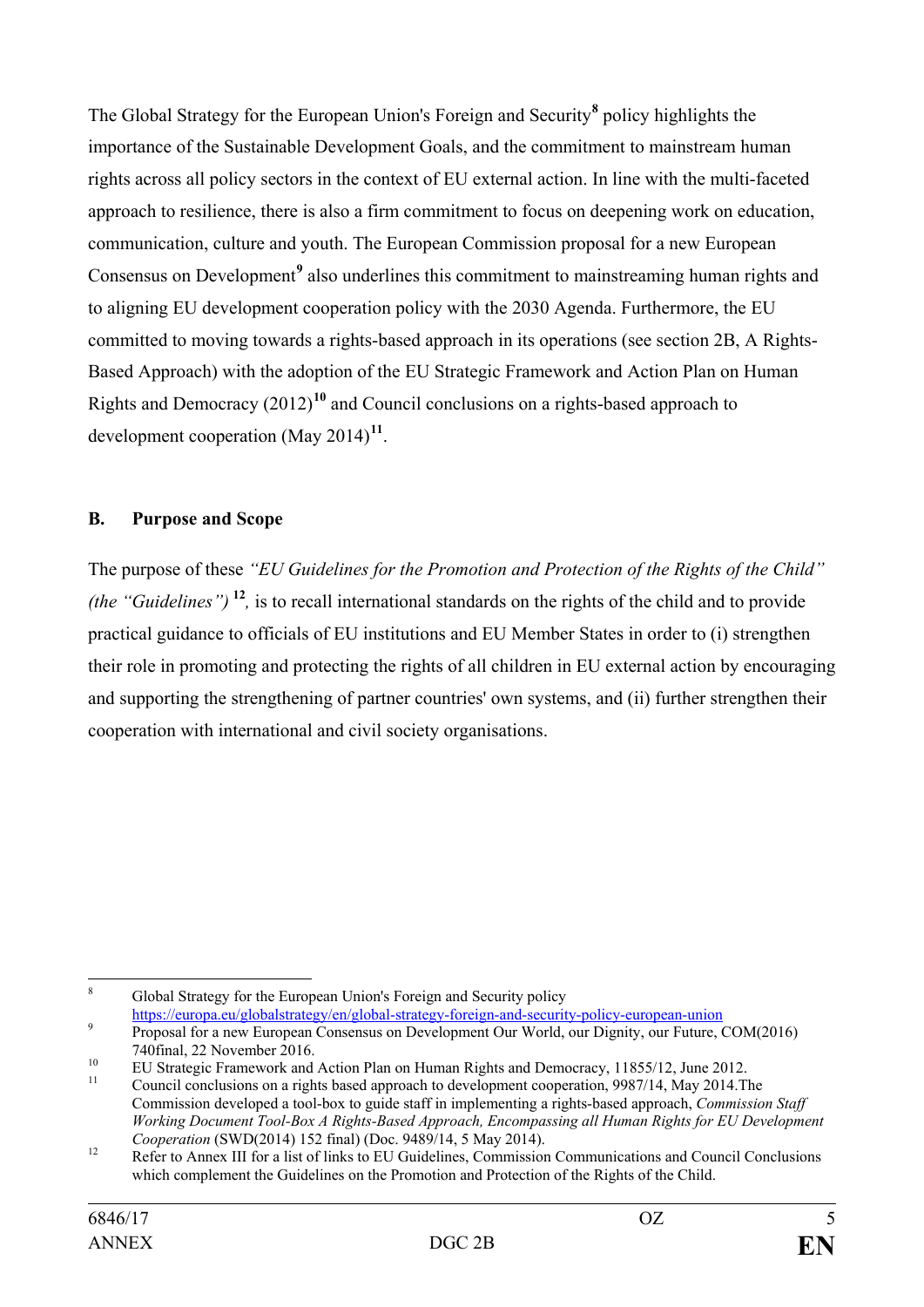The Global Strategy for the European Union's Foreign and Security[8] policy highlights the importance of the Sustainable Development Goals, and the commitment to mainstream human rights across all policy sectors in the context of EU external action. In line with the multi-faceted approach to resilience, there is also a firm commitment to focus on deepening work on education, communication, culture and youth. The European Commission proposal for a new European Consensus on Development[9] also underlines this commitment to mainstreaming human rights and to aligning EU development cooperation policy with the 2030 Agenda. Furthermore, the EU committed to moving towards a rights-based approach in its operations (see section 2B, A Rights-Based Approach) with the adoption of the EU Strategic Framework and Action Plan on Human Rights and Democracy (2012)[10] and Council conclusions on a rights-based approach to development cooperation (May 2014)[11].

**B. Purpose and Scope**

The purpose of these *"EU Guidelines for the Promotion and Protection of the Rights of the Child" (the "Guidelines")* [12], is to recall international standards on the rights of the child and to provide practical guidance to officials of EU institutions and EU Member States in order to (i) strengthen their role in promoting and protecting the rights of all children in EU external action by encouraging and supporting the strengthening of partner countries' own systems, and (ii) further strengthen their cooperation with international and civil society organisations.

---

[8] Global Strategy for the European Union's Foreign and Security policy https://europa.eu/globalstrategy/en/global-strategy-foreign-and-security-policy-european-union

[9] Proposal for a new European Consensus on Development Our World, our Dignity, our Future, COM(2016) 740final, 22 November 2016.

[10] EU Strategic Framework and Action Plan on Human Rights and Democracy, 11855/12, June 2012.

[11] Council conclusions on a rights based approach to development cooperation, 9987/14, May 2014.The Commission developed a tool-box to guide staff in implementing a rights-based approach, *Commission Staff Working Document Tool-Box A Rights-Based Approach, Encompassing all Human Rights for EU Development Cooperation* (SWD(2014) 152 final) (Doc. 9489/14, 5 May 2014).

[12] Refer to Annex III for a list of links to EU Guidelines, Commission Communications and Council Conclusions which complement the Guidelines on the Promotion and Protection of the Rights of the Child.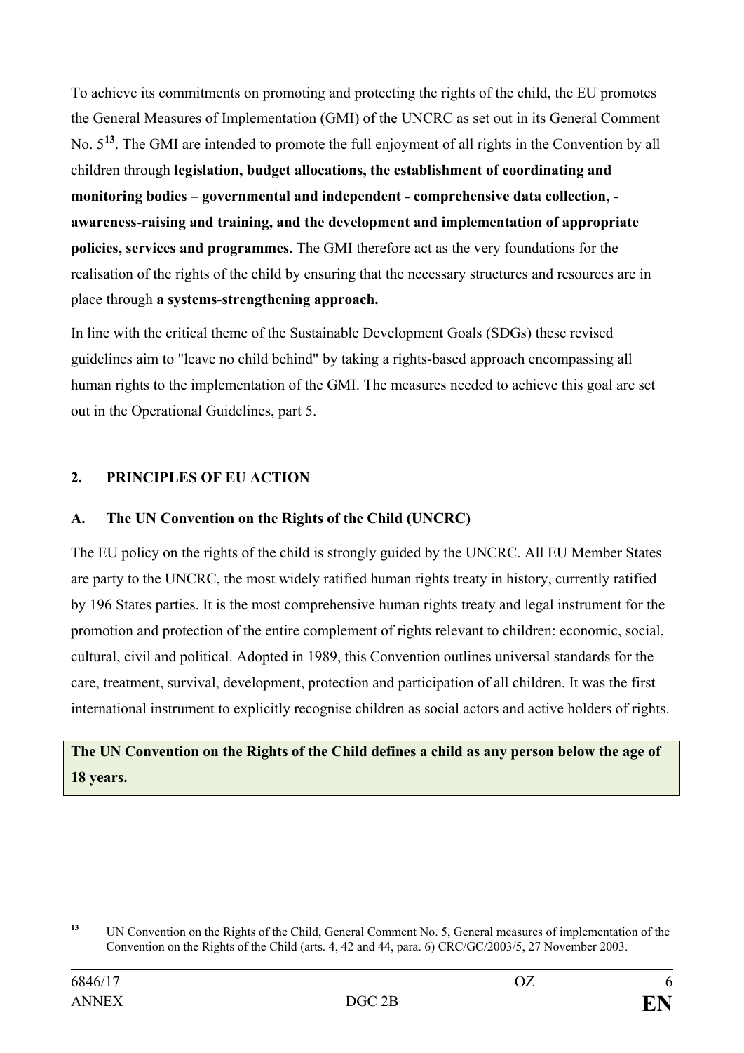To achieve its commitments on promoting and protecting the rights of the child, the EU promotes the General Measures of Implementation (GMI) of the UNCRC as set out in its General Comment No. 5[13]. The GMI are intended to promote the full enjoyment of all rights in the Convention by all children through **legislation, budget allocations, the establishment of coordinating and monitoring bodies – governmental and independent - comprehensive data collection, - awareness-raising and training, and the development and implementation of appropriate policies, services and programmes.** The GMI therefore act as the very foundations for the realisation of the rights of the child by ensuring that the necessary structures and resources are in place through **a systems-strengthening approach.**

In line with the critical theme of the Sustainable Development Goals (SDGs) these revised guidelines aim to "leave no child behind" by taking a rights-based approach encompassing all human rights to the implementation of the GMI. The measures needed to achieve this goal are set out in the Operational Guidelines, part 5.

## 2. PRINCIPLES OF EU ACTION

### A. The UN Convention on the Rights of the Child (UNCRC)

The EU policy on the rights of the child is strongly guided by the UNCRC. All EU Member States are party to the UNCRC, the most widely ratified human rights treaty in history, currently ratified by 196 States parties. It is the most comprehensive human rights treaty and legal instrument for the promotion and protection of the entire complement of rights relevant to children: economic, social, cultural, civil and political. Adopted in 1989, this Convention outlines universal standards for the care, treatment, survival, development, protection and participation of all children. It was the first international instrument to explicitly recognise children as social actors and active holders of rights.

**The UN Convention on the Rights of the Child defines a child as any person below the age of 18 years.**

[13] UN Convention on the Rights of the Child, General Comment No. 5, General measures of implementation of the Convention on the Rights of the Child (arts. 4, 42 and 44, para. 6) CRC/GC/2003/5, 27 November 2003.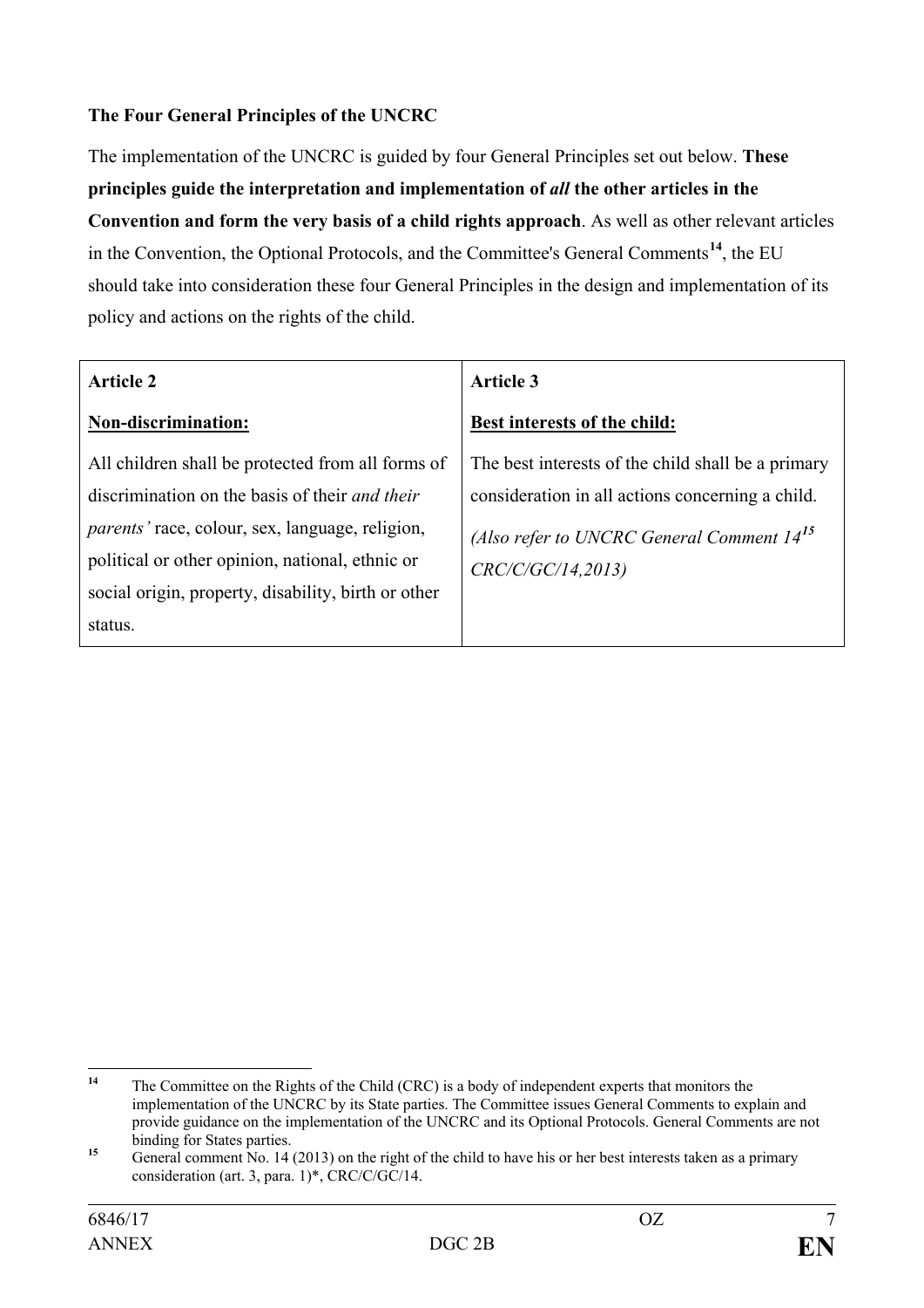**The Four General Principles of the UNCRC**

The implementation of the UNCRC is guided by four General Principles set out below. **These principles guide the interpretation and implementation of *all* the other articles in the Convention and form the very basis of a child rights approach**. As well as other relevant articles in the Convention, the Optional Protocols, and the Committee's General Comments[14], the EU should take into consideration these four General Principles in the design and implementation of its policy and actions on the rights of the child.

| **Article 2** | **Article 3** |
|---|---|
| **<u>Non-discrimination:</u>** | **<u>Best interests of the child:</u>** |
| All children shall be protected from all forms of discrimination on the basis of their *and their parents'* race, colour, sex, language, religion, political or other opinion, national, ethnic or social origin, property, disability, birth or other status. | The best interests of the child shall be a primary consideration in all actions concerning a child. *(Also refer to UNCRC General Comment 14*[15] *CRC/C/GC/14,2013)* |

---

[14] The Committee on the Rights of the Child (CRC) is a body of independent experts that monitors the implementation of the UNCRC by its State parties. The Committee issues General Comments to explain and provide guidance on the implementation of the UNCRC and its Optional Protocols. General Comments are not binding for States parties.

[15] General comment No. 14 (2013) on the right of the child to have his or her best interests taken as a primary consideration (art. 3, para. 1)*, CRC/C/GC/14.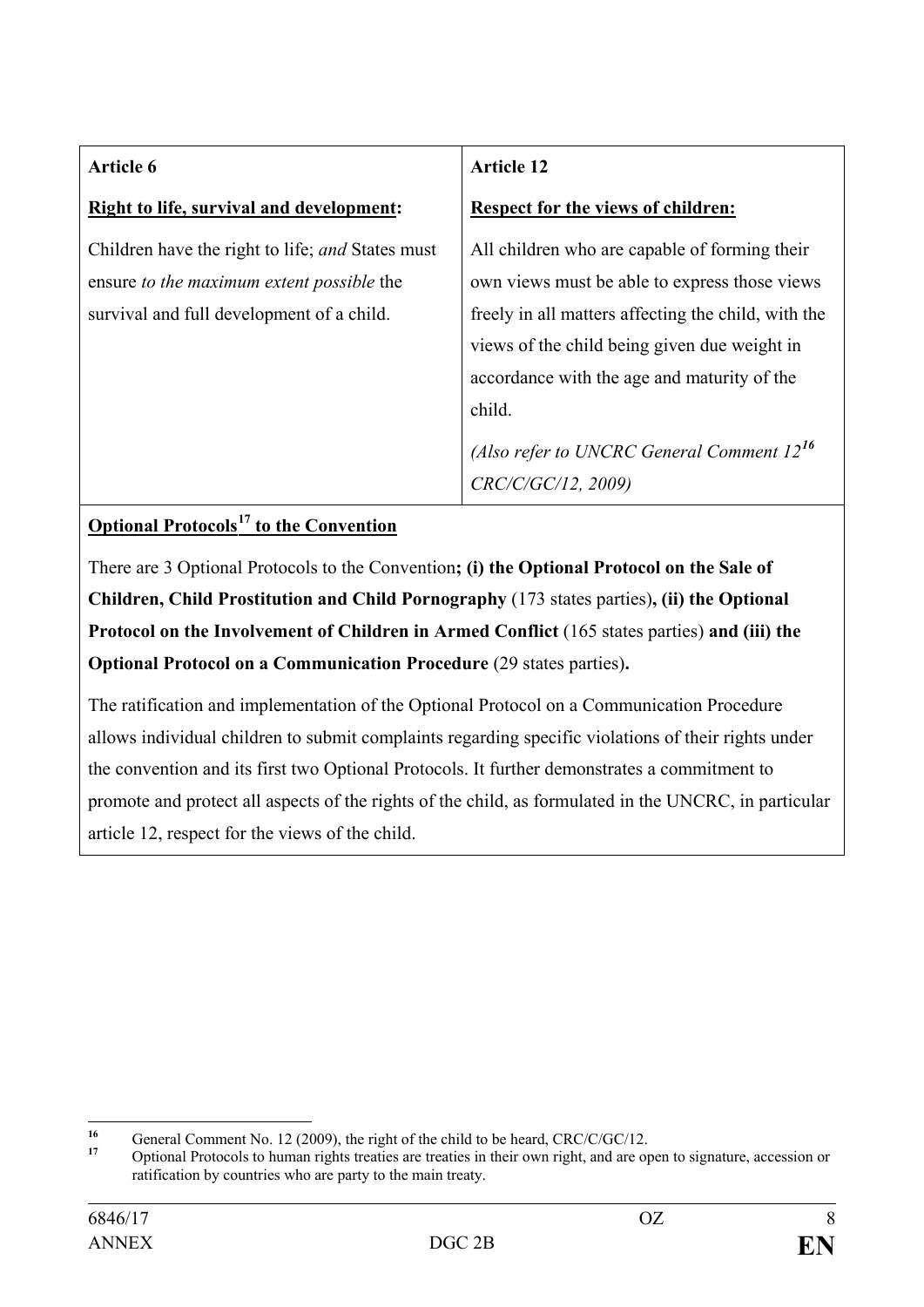| **Article 6**<br><br>**<u>Right to life, survival and development</u>:**<br><br>Children have the right to life; *and* States must ensure *to the maximum extent possible* the survival and full development of a child. | **Article 12**<br><br>**<u>Respect for the views of children:</u>**<br><br>All children who are capable of forming their own views must be able to express those views freely in all matters affecting the child, with the views of the child being given due weight in accordance with the age and maturity of the child.<br><br>*(Also refer to UNCRC General Comment 12*[16] *CRC/C/GC/12, 2009)* |
|---|---|

**<u>Optional Protocols[17] to the Convention</u>**

There are 3 Optional Protocols to the Convention**; (i) the Optional Protocol on the Sale of Children, Child Prostitution and Child Pornography** (173 states parties)**, (ii) the Optional Protocol on the Involvement of Children in Armed Conflict** (165 states parties) **and (iii) the Optional Protocol on a Communication Procedure** (29 states parties)**.**

The ratification and implementation of the Optional Protocol on a Communication Procedure allows individual children to submit complaints regarding specific violations of their rights under the convention and its first two Optional Protocols. It further demonstrates a commitment to promote and protect all aspects of the rights of the child, as formulated in the UNCRC, in particular article 12, respect for the views of the child.

---

[16] General Comment No. 12 (2009), the right of the child to be heard, CRC/C/GC/12.

[17] Optional Protocols to human rights treaties are treaties in their own right, and are open to signature, accession or ratification by countries who are party to the main treaty.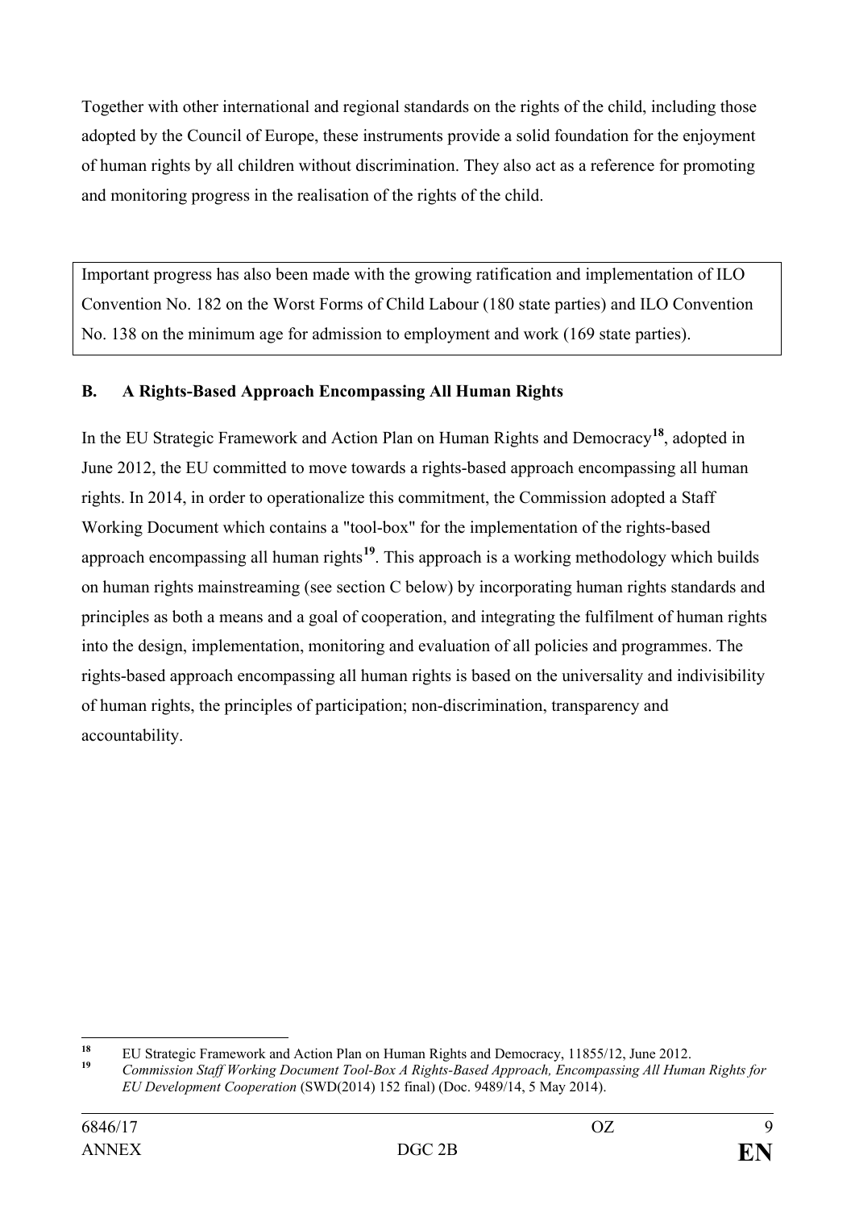Together with other international and regional standards on the rights of the child, including those adopted by the Council of Europe, these instruments provide a solid foundation for the enjoyment of human rights by all children without discrimination. They also act as a reference for promoting and monitoring progress in the realisation of the rights of the child.

> Important progress has also been made with the growing ratification and implementation of ILO Convention No. 182 on the Worst Forms of Child Labour (180 state parties) and ILO Convention No. 138 on the minimum age for admission to employment and work (169 state parties).

### B. A Rights-Based Approach Encompassing All Human Rights

In the EU Strategic Framework and Action Plan on Human Rights and Democracy[18], adopted in June 2012, the EU committed to move towards a rights-based approach encompassing all human rights. In 2014, in order to operationalize this commitment, the Commission adopted a Staff Working Document which contains a "tool-box" for the implementation of the rights-based approach encompassing all human rights[19]. This approach is a working methodology which builds on human rights mainstreaming (see section C below) by incorporating human rights standards and principles as both a means and a goal of cooperation, and integrating the fulfilment of human rights into the design, implementation, monitoring and evaluation of all policies and programmes. The rights-based approach encompassing all human rights is based on the universality and indivisibility of human rights, the principles of participation; non-discrimination, transparency and accountability.

---

[18] EU Strategic Framework and Action Plan on Human Rights and Democracy, 11855/12, June 2012.

[19] *Commission Staff Working Document Tool-Box A Rights-Based Approach, Encompassing All Human Rights for EU Development Cooperation* (SWD(2014) 152 final) (Doc. 9489/14, 5 May 2014).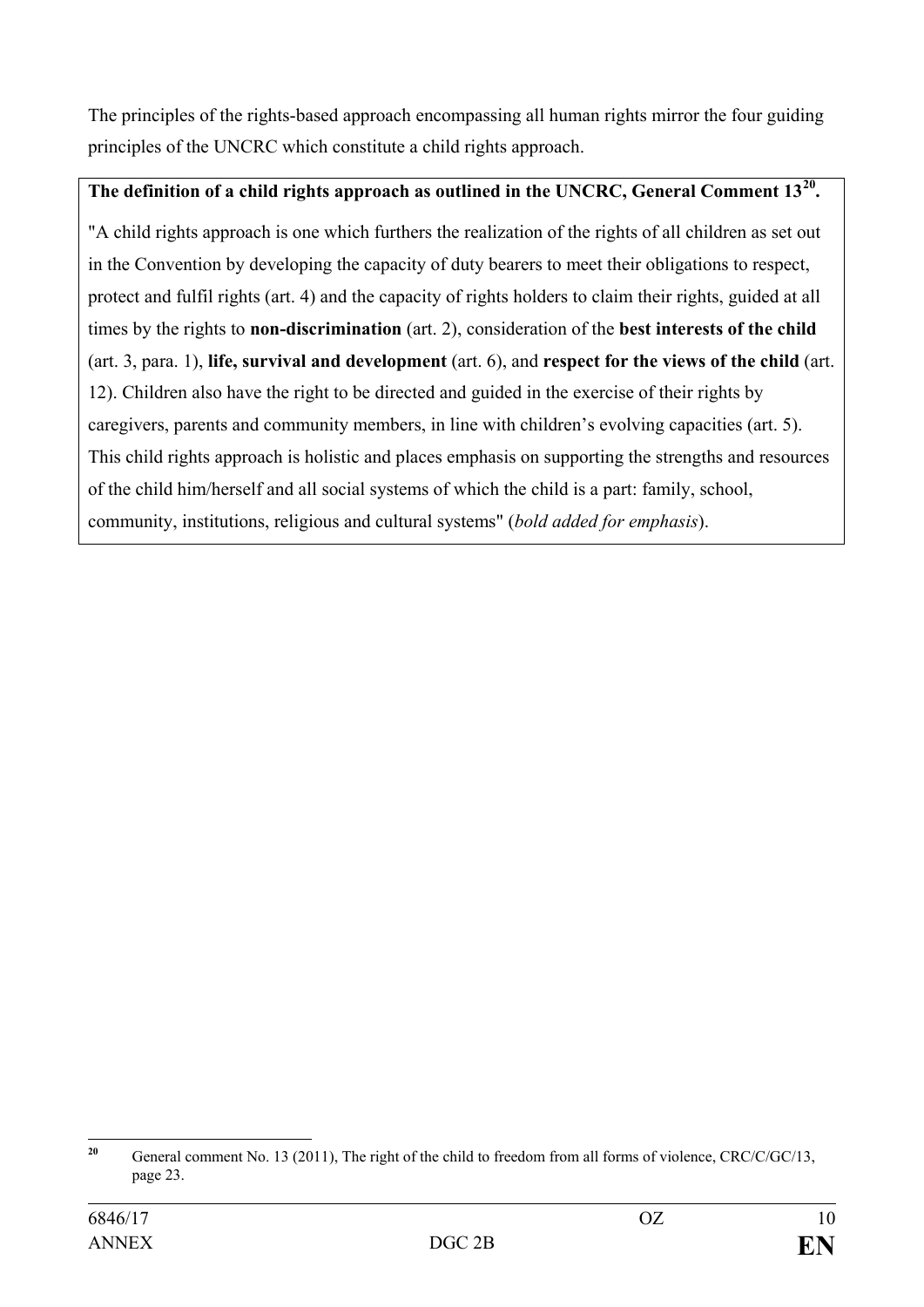The principles of the rights-based approach encompassing all human rights mirror the four guiding principles of the UNCRC which constitute a child rights approach.

**The definition of a child rights approach as outlined in the UNCRC, General Comment 13[20].**

"A child rights approach is one which furthers the realization of the rights of all children as set out in the Convention by developing the capacity of duty bearers to meet their obligations to respect, protect and fulfil rights (art. 4) and the capacity of rights holders to claim their rights, guided at all times by the rights to **non-discrimination** (art. 2), consideration of the **best interests of the child** (art. 3, para. 1), **life, survival and development** (art. 6), and **respect for the views of the child** (art. 12). Children also have the right to be directed and guided in the exercise of their rights by caregivers, parents and community members, in line with children's evolving capacities (art. 5). This child rights approach is holistic and places emphasis on supporting the strengths and resources of the child him/herself and all social systems of which the child is a part: family, school, community, institutions, religious and cultural systems" (*bold added for emphasis*).

[20] General comment No. 13 (2011), The right of the child to freedom from all forms of violence, CRC/C/GC/13, page 23.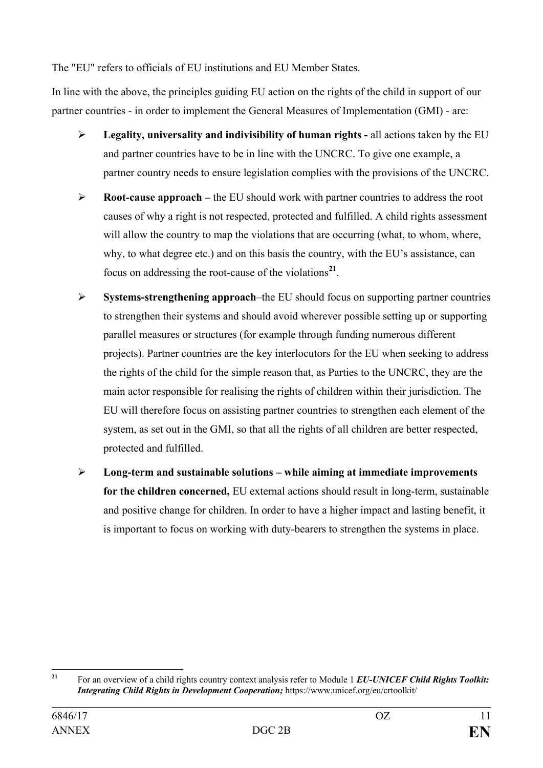The "EU" refers to officials of EU institutions and EU Member States.

In line with the above, the principles guiding EU action on the rights of the child in support of our partner countries - in order to implement the General Measures of Implementation (GMI) - are:

- **Legality, universality and indivisibility of human rights -** all actions taken by the EU and partner countries have to be in line with the UNCRC. To give one example, a partner country needs to ensure legislation complies with the provisions of the UNCRC.
- **Root-cause approach –** the EU should work with partner countries to address the root causes of why a right is not respected, protected and fulfilled. A child rights assessment will allow the country to map the violations that are occurring (what, to whom, where, why, to what degree etc.) and on this basis the country, with the EU's assistance, can focus on addressing the root-cause of the violations[21].
- **Systems-strengthening approach**–the EU should focus on supporting partner countries to strengthen their systems and should avoid wherever possible setting up or supporting parallel measures or structures (for example through funding numerous different projects). Partner countries are the key interlocutors for the EU when seeking to address the rights of the child for the simple reason that, as Parties to the UNCRC, they are the main actor responsible for realising the rights of children within their jurisdiction. The EU will therefore focus on assisting partner countries to strengthen each element of the system, as set out in the GMI, so that all the rights of all children are better respected, protected and fulfilled.
- **Long-term and sustainable solutions – while aiming at immediate improvements for the children concerned,** EU external actions should result in long-term, sustainable and positive change for children. In order to have a higher impact and lasting benefit, it is important to focus on working with duty-bearers to strengthen the systems in place.

---

[21] For an overview of a child rights country context analysis refer to Module 1 ***EU-UNICEF Child Rights Toolkit: Integrating Child Rights in Development Cooperation;*** https://www.unicef.org/eu/crtoolkit/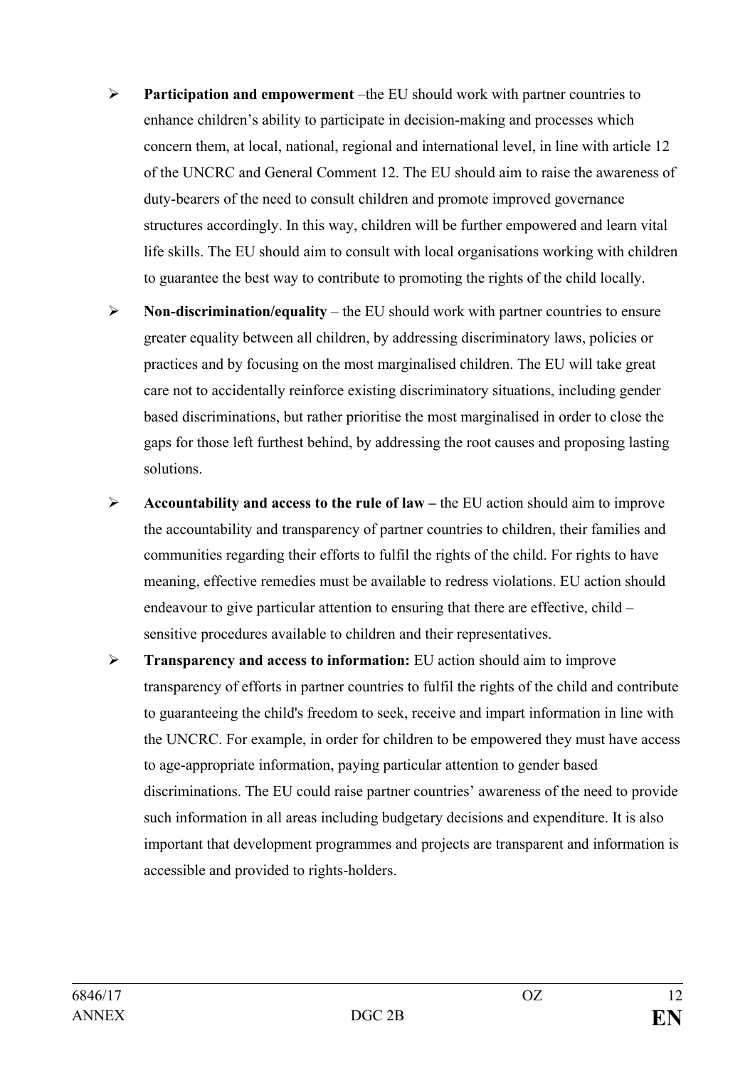- **Participation and empowerment** –the EU should work with partner countries to enhance children's ability to participate in decision-making and processes which concern them, at local, national, regional and international level, in line with article 12 of the UNCRC and General Comment 12. The EU should aim to raise the awareness of duty-bearers of the need to consult children and promote improved governance structures accordingly. In this way, children will be further empowered and learn vital life skills. The EU should aim to consult with local organisations working with children to guarantee the best way to contribute to promoting the rights of the child locally.

- **Non-discrimination/equality** – the EU should work with partner countries to ensure greater equality between all children, by addressing discriminatory laws, policies or practices and by focusing on the most marginalised children. The EU will take great care not to accidentally reinforce existing discriminatory situations, including gender based discriminations, but rather prioritise the most marginalised in order to close the gaps for those left furthest behind, by addressing the root causes and proposing lasting solutions.

- **Accountability and access to the rule of law –** the EU action should aim to improve the accountability and transparency of partner countries to children, their families and communities regarding their efforts to fulfil the rights of the child. For rights to have meaning, effective remedies must be available to redress violations. EU action should endeavour to give particular attention to ensuring that there are effective, child – sensitive procedures available to children and their representatives.

- **Transparency and access to information:** EU action should aim to improve transparency of efforts in partner countries to fulfil the rights of the child and contribute to guaranteeing the child's freedom to seek, receive and impart information in line with the UNCRC. For example, in order for children to be empowered they must have access to age-appropriate information, paying particular attention to gender based discriminations. The EU could raise partner countries' awareness of the need to provide such information in all areas including budgetary decisions and expenditure. It is also important that development programmes and projects are transparent and information is accessible and provided to rights-holders.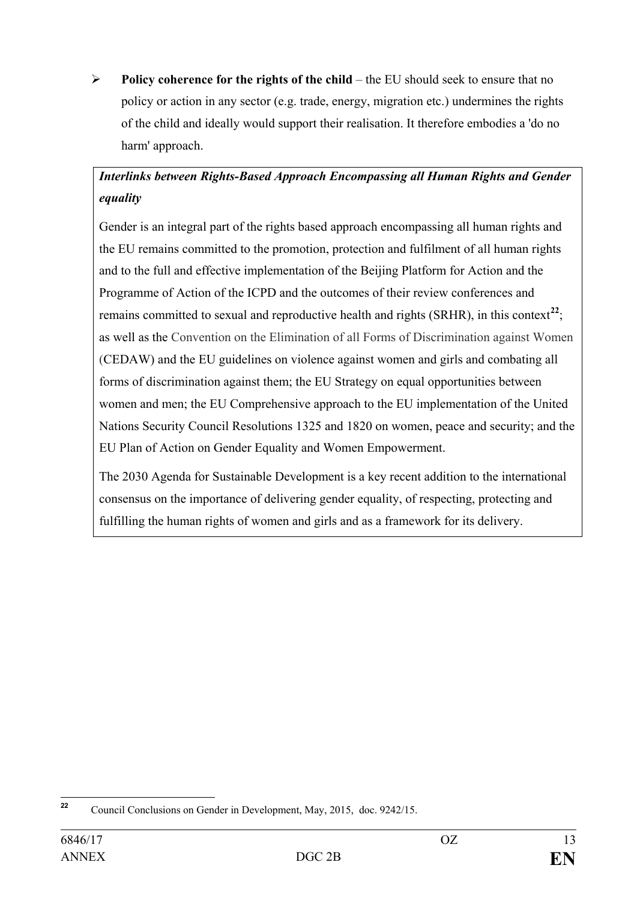- **Policy coherence for the rights of the child** – the EU should seek to ensure that no policy or action in any sector (e.g. trade, energy, migration etc.) undermines the rights of the child and ideally would support their realisation. It therefore embodies a 'do no harm' approach.

***Interlinks between Rights-Based Approach Encompassing all Human Rights and Gender equality***

Gender is an integral part of the rights based approach encompassing all human rights and the EU remains committed to the promotion, protection and fulfilment of all human rights and to the full and effective implementation of the Beijing Platform for Action and the Programme of Action of the ICPD and the outcomes of their review conferences and remains committed to sexual and reproductive health and rights (SRHR), in this context[22]; as well as the Convention on the Elimination of all Forms of Discrimination against Women (CEDAW) and the EU guidelines on violence against women and girls and combating all forms of discrimination against them; the EU Strategy on equal opportunities between women and men; the EU Comprehensive approach to the EU implementation of the United Nations Security Council Resolutions 1325 and 1820 on women, peace and security; and the EU Plan of Action on Gender Equality and Women Empowerment.

The 2030 Agenda for Sustainable Development is a key recent addition to the international consensus on the importance of delivering gender equality, of respecting, protecting and fulfilling the human rights of women and girls and as a framework for its delivery.

---

[22] Council Conclusions on Gender in Development, May, 2015, doc. 9242/15.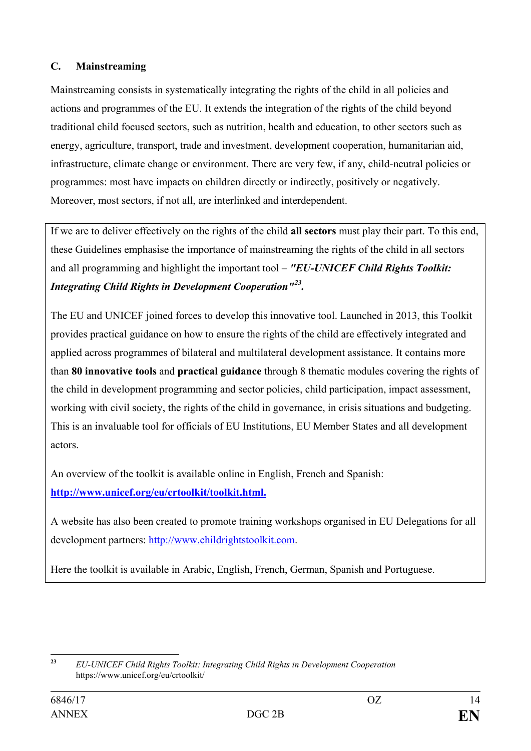## C. Mainstreaming

Mainstreaming consists in systematically integrating the rights of the child in all policies and actions and programmes of the EU. It extends the integration of the rights of the child beyond traditional child focused sectors, such as nutrition, health and education, to other sectors such as energy, agriculture, transport, trade and investment, development cooperation, humanitarian aid, infrastructure, climate change or environment. There are very few, if any, child-neutral policies or programmes: most have impacts on children directly or indirectly, positively or negatively. Moreover, most sectors, if not all, are interlinked and interdependent.

> If we are to deliver effectively on the rights of the child **all sectors** must play their part. To this end, these Guidelines emphasise the importance of mainstreaming the rights of the child in all sectors and all programming and highlight the important tool – ***"EU-UNICEF Child Rights Toolkit: Integrating Child Rights in Development Cooperation"***[23]**.**
>
> The EU and UNICEF joined forces to develop this innovative tool. Launched in 2013, this Toolkit provides practical guidance on how to ensure the rights of the child are effectively integrated and applied across programmes of bilateral and multilateral development assistance. It contains more than **80 innovative tools** and **practical guidance** through 8 thematic modules covering the rights of the child in development programming and sector policies, child participation, impact assessment, working with civil society, the rights of the child in governance, in crisis situations and budgeting. This is an invaluable tool for officials of EU Institutions, EU Member States and all development actors.
>
> An overview of the toolkit is available online in English, French and Spanish: **http://www.unicef.org/eu/crtoolkit/toolkit.html.**
>
> A website has also been created to promote training workshops organised in EU Delegations for all development partners: http://www.childrightstoolkit.com.
>
> Here the toolkit is available in Arabic, English, French, German, Spanish and Portuguese.

---

[23] *EU-UNICEF Child Rights Toolkit: Integrating Child Rights in Development Cooperation* https://www.unicef.org/eu/crtoolkit/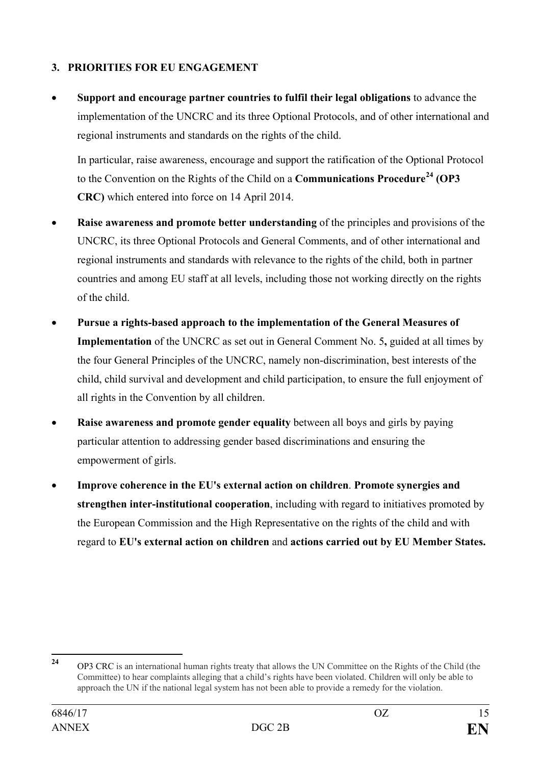## 3. PRIORITIES FOR EU ENGAGEMENT

- **Support and encourage partner countries to fulfil their legal obligations** to advance the implementation of the UNCRC and its three Optional Protocols, and of other international and regional instruments and standards on the rights of the child.

  In particular, raise awareness, encourage and support the ratification of the Optional Protocol to the Convention on the Rights of the Child on a **Communications Procedure**[24] **(OP3 CRC)** which entered into force on 14 April 2014.

- **Raise awareness and promote better understanding** of the principles and provisions of the UNCRC, its three Optional Protocols and General Comments, and of other international and regional instruments and standards with relevance to the rights of the child, both in partner countries and among EU staff at all levels, including those not working directly on the rights of the child.

- **Pursue a rights-based approach to the implementation of the General Measures of Implementation** of the UNCRC as set out in General Comment No. 5**,** guided at all times by the four General Principles of the UNCRC, namely non-discrimination, best interests of the child, child survival and development and child participation, to ensure the full enjoyment of all rights in the Convention by all children.

- **Raise awareness and promote gender equality** between all boys and girls by paying particular attention to addressing gender based discriminations and ensuring the empowerment of girls.

- **Improve coherence in the EU's external action on children**. **Promote synergies and strengthen inter-institutional cooperation**, including with regard to initiatives promoted by the European Commission and the High Representative on the rights of the child and with regard to **EU's external action on children** and **actions carried out by EU Member States.**

---

[24] OP3 CRC is an international human rights treaty that allows the UN Committee on the Rights of the Child (the Committee) to hear complaints alleging that a child's rights have been violated. Children will only be able to approach the UN if the national legal system has not been able to provide a remedy for the violation.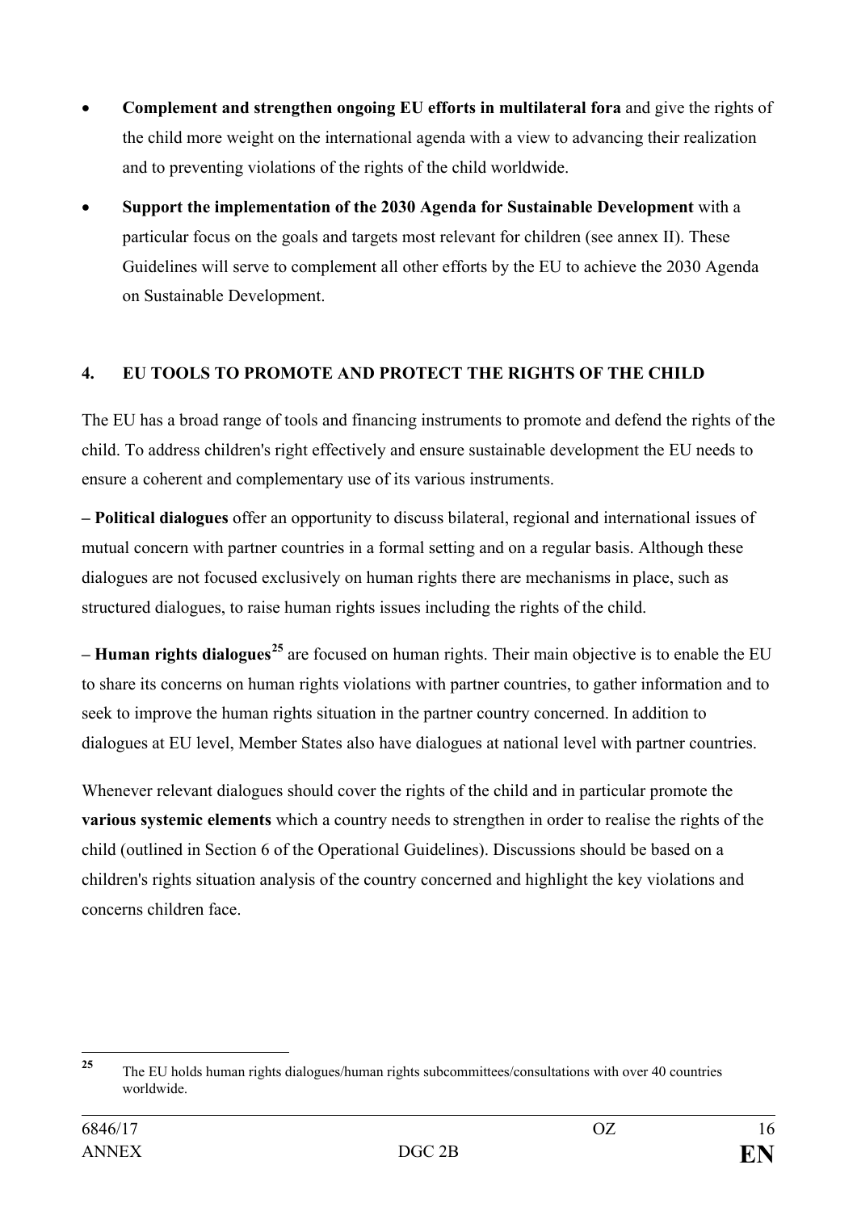- **Complement and strengthen ongoing EU efforts in multilateral fora** and give the rights of the child more weight on the international agenda with a view to advancing their realization and to preventing violations of the rights of the child worldwide.
- **Support the implementation of the 2030 Agenda for Sustainable Development** with a particular focus on the goals and targets most relevant for children (see annex II). These Guidelines will serve to complement all other efforts by the EU to achieve the 2030 Agenda on Sustainable Development.

## 4. EU TOOLS TO PROMOTE AND PROTECT THE RIGHTS OF THE CHILD

The EU has a broad range of tools and financing instruments to promote and defend the rights of the child. To address children's right effectively and ensure sustainable development the EU needs to ensure a coherent and complementary use of its various instruments.

– **Political dialogues** offer an opportunity to discuss bilateral, regional and international issues of mutual concern with partner countries in a formal setting and on a regular basis. Although these dialogues are not focused exclusively on human rights there are mechanisms in place, such as structured dialogues, to raise human rights issues including the rights of the child.

– **Human rights dialogues**[25] are focused on human rights. Their main objective is to enable the EU to share its concerns on human rights violations with partner countries, to gather information and to seek to improve the human rights situation in the partner country concerned. In addition to dialogues at EU level, Member States also have dialogues at national level with partner countries.

Whenever relevant dialogues should cover the rights of the child and in particular promote the **various systemic elements** which a country needs to strengthen in order to realise the rights of the child (outlined in Section 6 of the Operational Guidelines). Discussions should be based on a children's rights situation analysis of the country concerned and highlight the key violations and concerns children face.

---

[25] The EU holds human rights dialogues/human rights subcommittees/consultations with over 40 countries worldwide.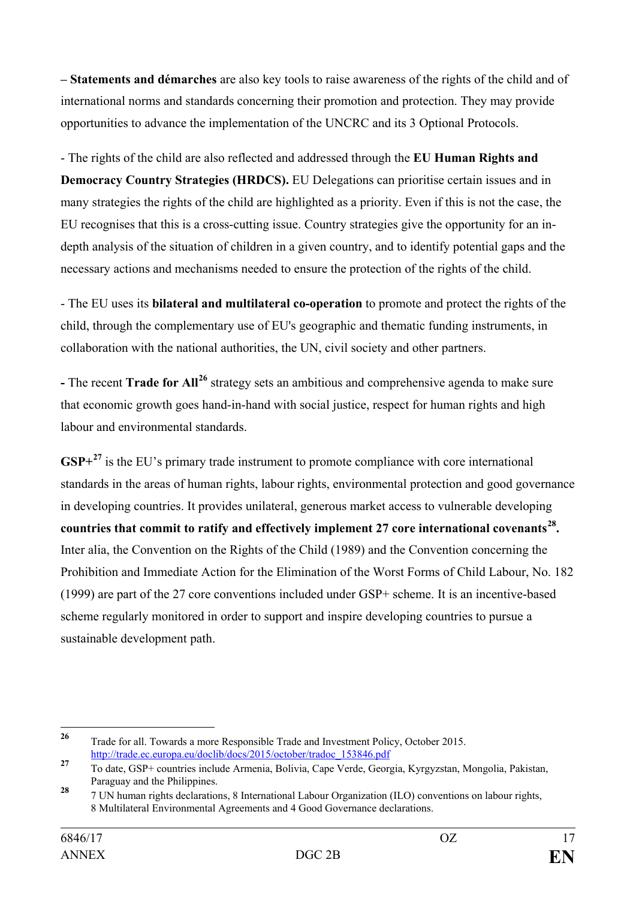– **Statements and démarches** are also key tools to raise awareness of the rights of the child and of international norms and standards concerning their promotion and protection. They may provide opportunities to advance the implementation of the UNCRC and its 3 Optional Protocols.

- The rights of the child are also reflected and addressed through the **EU Human Rights and Democracy Country Strategies (HRDCS).** EU Delegations can prioritise certain issues and in many strategies the rights of the child are highlighted as a priority. Even if this is not the case, the EU recognises that this is a cross-cutting issue. Country strategies give the opportunity for an in-depth analysis of the situation of children in a given country, and to identify potential gaps and the necessary actions and mechanisms needed to ensure the protection of the rights of the child.

- The EU uses its **bilateral and multilateral co-operation** to promote and protect the rights of the child, through the complementary use of EU's geographic and thematic funding instruments, in collaboration with the national authorities, the UN, civil society and other partners.

**-** The recent **Trade for All**[26] strategy sets an ambitious and comprehensive agenda to make sure that economic growth goes hand-in-hand with social justice, respect for human rights and high labour and environmental standards.

**GSP+**[27] is the EU's primary trade instrument to promote compliance with core international standards in the areas of human rights, labour rights, environmental protection and good governance in developing countries. It provides unilateral, generous market access to vulnerable developing **countries that commit to ratify and effectively implement 27 core international covenants**[28]**.** Inter alia, the Convention on the Rights of the Child (1989) and the Convention concerning the Prohibition and Immediate Action for the Elimination of the Worst Forms of Child Labour, No. 182 (1999) are part of the 27 core conventions included under GSP+ scheme. It is an incentive-based scheme regularly monitored in order to support and inspire developing countries to pursue a sustainable development path.

---

[26] Trade for all. Towards a more Responsible Trade and Investment Policy, October 2015. http://trade.ec.europa.eu/doclib/docs/2015/october/tradoc_153846.pdf

[27] To date, GSP+ countries include Armenia, Bolivia, Cape Verde, Georgia, Kyrgyzstan, Mongolia, Pakistan, Paraguay and the Philippines.

[28] 7 UN human rights declarations, 8 International Labour Organization (ILO) conventions on labour rights, 8 Multilateral Environmental Agreements and 4 Good Governance declarations.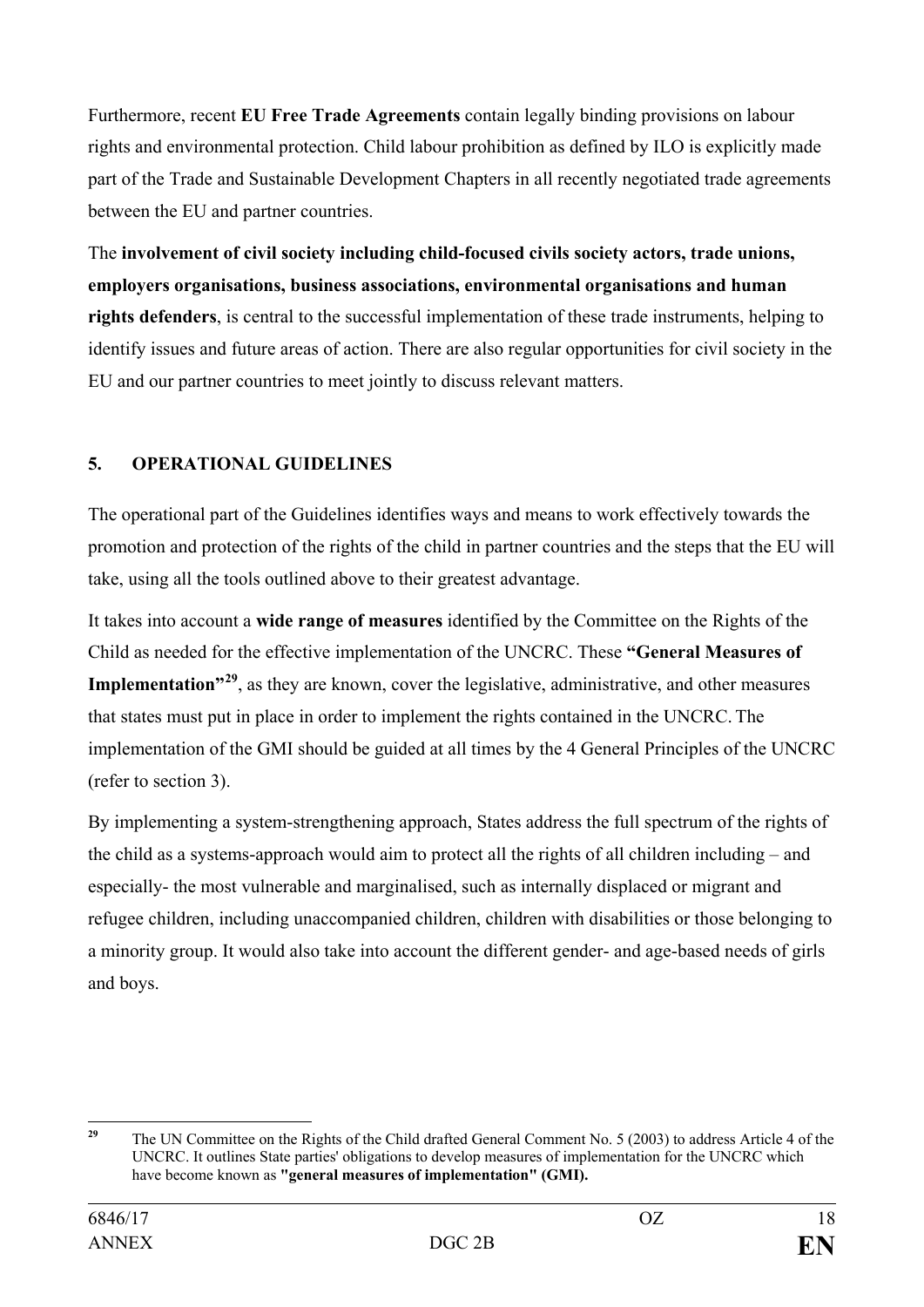Furthermore, recent **EU Free Trade Agreements** contain legally binding provisions on labour rights and environmental protection. Child labour prohibition as defined by ILO is explicitly made part of the Trade and Sustainable Development Chapters in all recently negotiated trade agreements between the EU and partner countries.

The **involvement of civil society including child-focused civils society actors, trade unions, employers organisations, business associations, environmental organisations and human rights defenders**, is central to the successful implementation of these trade instruments, helping to identify issues and future areas of action. There are also regular opportunities for civil society in the EU and our partner countries to meet jointly to discuss relevant matters.

## 5. OPERATIONAL GUIDELINES

The operational part of the Guidelines identifies ways and means to work effectively towards the promotion and protection of the rights of the child in partner countries and the steps that the EU will take, using all the tools outlined above to their greatest advantage.

It takes into account a **wide range of measures** identified by the Committee on the Rights of the Child as needed for the effective implementation of the UNCRC. These **"General Measures of Implementation"**[29], as they are known, cover the legislative, administrative, and other measures that states must put in place in order to implement the rights contained in the UNCRC. The implementation of the GMI should be guided at all times by the 4 General Principles of the UNCRC (refer to section 3).

By implementing a system-strengthening approach, States address the full spectrum of the rights of the child as a systems-approach would aim to protect all the rights of all children including – and especially- the most vulnerable and marginalised, such as internally displaced or migrant and refugee children, including unaccompanied children, children with disabilities or those belonging to a minority group. It would also take into account the different gender- and age-based needs of girls and boys.

---

[29] The UN Committee on the Rights of the Child drafted General Comment No. 5 (2003) to address Article 4 of the UNCRC. It outlines State parties' obligations to develop measures of implementation for the UNCRC which have become known as **"general measures of implementation" (GMI).**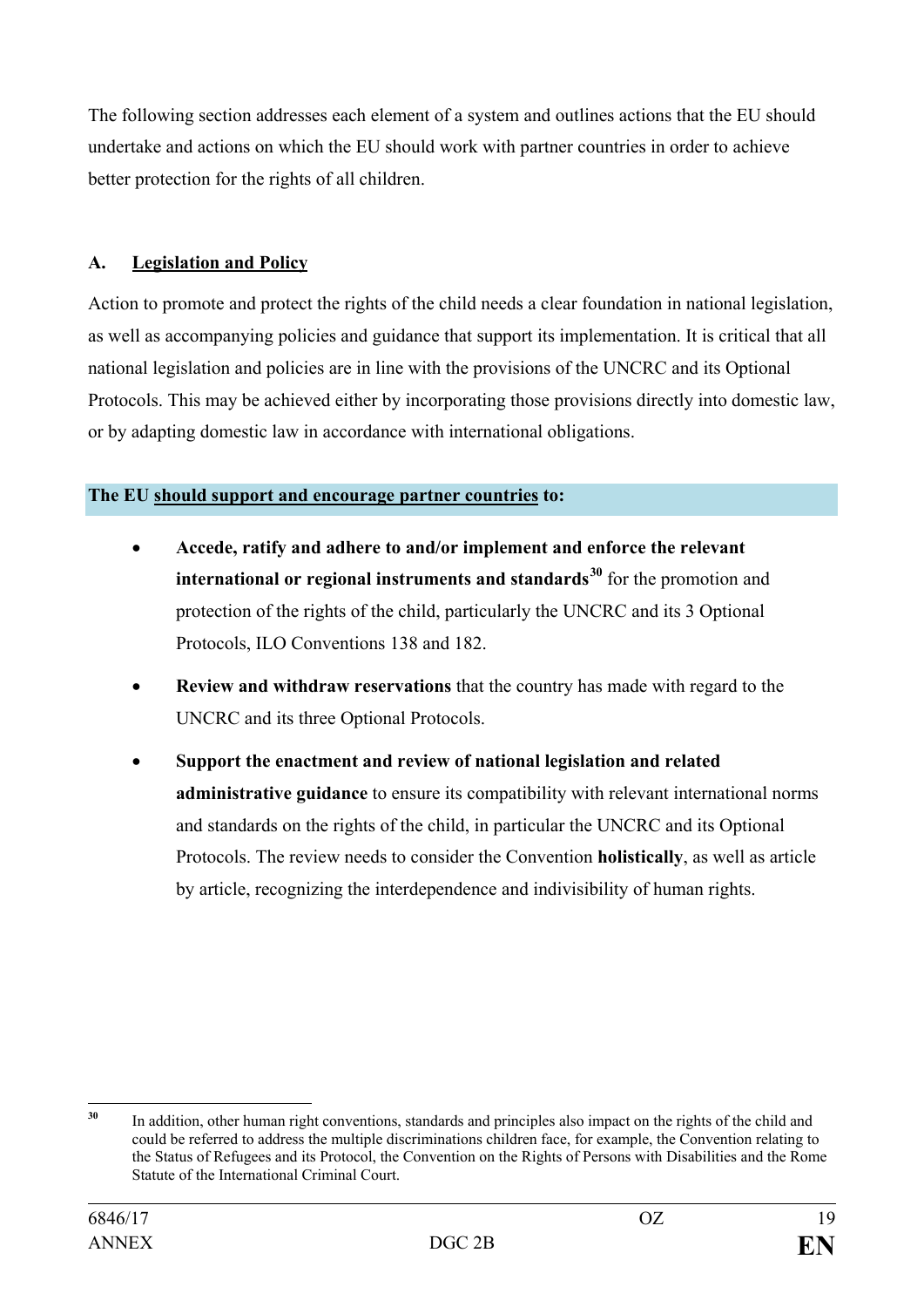The following section addresses each element of a system and outlines actions that the EU should undertake and actions on which the EU should work with partner countries in order to achieve better protection for the rights of all children.

### A. Legislation and Policy

Action to promote and protect the rights of the child needs a clear foundation in national legislation, as well as accompanying policies and guidance that support its implementation. It is critical that all national legislation and policies are in line with the provisions of the UNCRC and its Optional Protocols. This may be achieved either by incorporating those provisions directly into domestic law, or by adapting domestic law in accordance with international obligations.

**The EU should support and encourage partner countries to:**

- **Accede, ratify and adhere to and/or implement and enforce the relevant international or regional instruments and standards**[30] for the promotion and protection of the rights of the child, particularly the UNCRC and its 3 Optional Protocols, ILO Conventions 138 and 182.
- **Review and withdraw reservations** that the country has made with regard to the UNCRC and its three Optional Protocols.
- **Support the enactment and review of national legislation and related administrative guidance** to ensure its compatibility with relevant international norms and standards on the rights of the child, in particular the UNCRC and its Optional Protocols. The review needs to consider the Convention **holistically**, as well as article by article, recognizing the interdependence and indivisibility of human rights.

---

[30] In addition, other human right conventions, standards and principles also impact on the rights of the child and could be referred to address the multiple discriminations children face, for example, the Convention relating to the Status of Refugees and its Protocol, the Convention on the Rights of Persons with Disabilities and the Rome Statute of the International Criminal Court.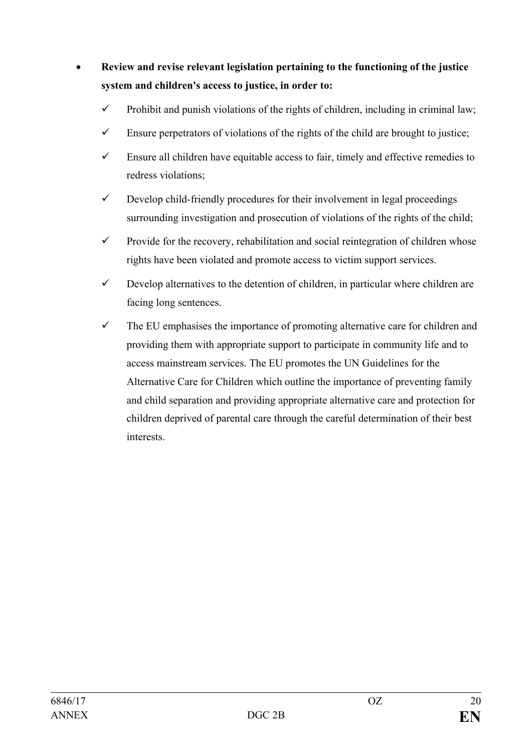- **Review and revise relevant legislation pertaining to the functioning of the justice system and children's access to justice, in order to:**
  - ✓ Prohibit and punish violations of the rights of children, including in criminal law;
  - ✓ Ensure perpetrators of violations of the rights of the child are brought to justice;
  - ✓ Ensure all children have equitable access to fair, timely and effective remedies to redress violations;
  - ✓ Develop child-friendly procedures for their involvement in legal proceedings surrounding investigation and prosecution of violations of the rights of the child;
  - ✓ Provide for the recovery, rehabilitation and social reintegration of children whose rights have been violated and promote access to victim support services.
  - ✓ Develop alternatives to the detention of children, in particular where children are facing long sentences.
  - ✓ The EU emphasises the importance of promoting alternative care for children and providing them with appropriate support to participate in community life and to access mainstream services. The EU promotes the UN Guidelines for the Alternative Care for Children which outline the importance of preventing family and child separation and providing appropriate alternative care and protection for children deprived of parental care through the careful determination of their best interests.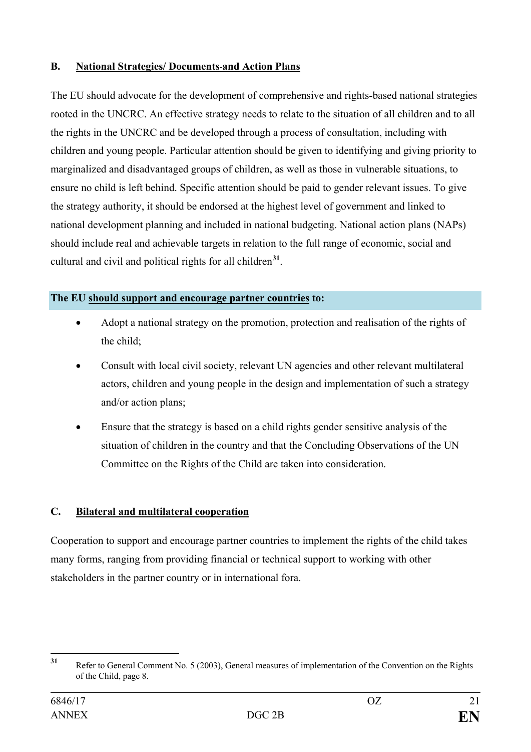## B. National Strategies/ Documents and Action Plans

The EU should advocate for the development of comprehensive and rights-based national strategies rooted in the UNCRC. An effective strategy needs to relate to the situation of all children and to all the rights in the UNCRC and be developed through a process of consultation, including with children and young people. Particular attention should be given to identifying and giving priority to marginalized and disadvantaged groups of children, as well as those in vulnerable situations, to ensure no child is left behind. Specific attention should be paid to gender relevant issues. To give the strategy authority, it should be endorsed at the highest level of government and linked to national development planning and included in national budgeting. National action plans (NAPs) should include real and achievable targets in relation to the full range of economic, social and cultural and civil and political rights for all children[31].

**The EU should support and encourage partner countries to:**

- Adopt a national strategy on the promotion, protection and realisation of the rights of the child;
- Consult with local civil society, relevant UN agencies and other relevant multilateral actors, children and young people in the design and implementation of such a strategy and/or action plans;
- Ensure that the strategy is based on a child rights gender sensitive analysis of the situation of children in the country and that the Concluding Observations of the UN Committee on the Rights of the Child are taken into consideration.

## C. Bilateral and multilateral cooperation

Cooperation to support and encourage partner countries to implement the rights of the child takes many forms, ranging from providing financial or technical support to working with other stakeholders in the partner country or in international fora.

[31] Refer to General Comment No. 5 (2003), General measures of implementation of the Convention on the Rights of the Child, page 8.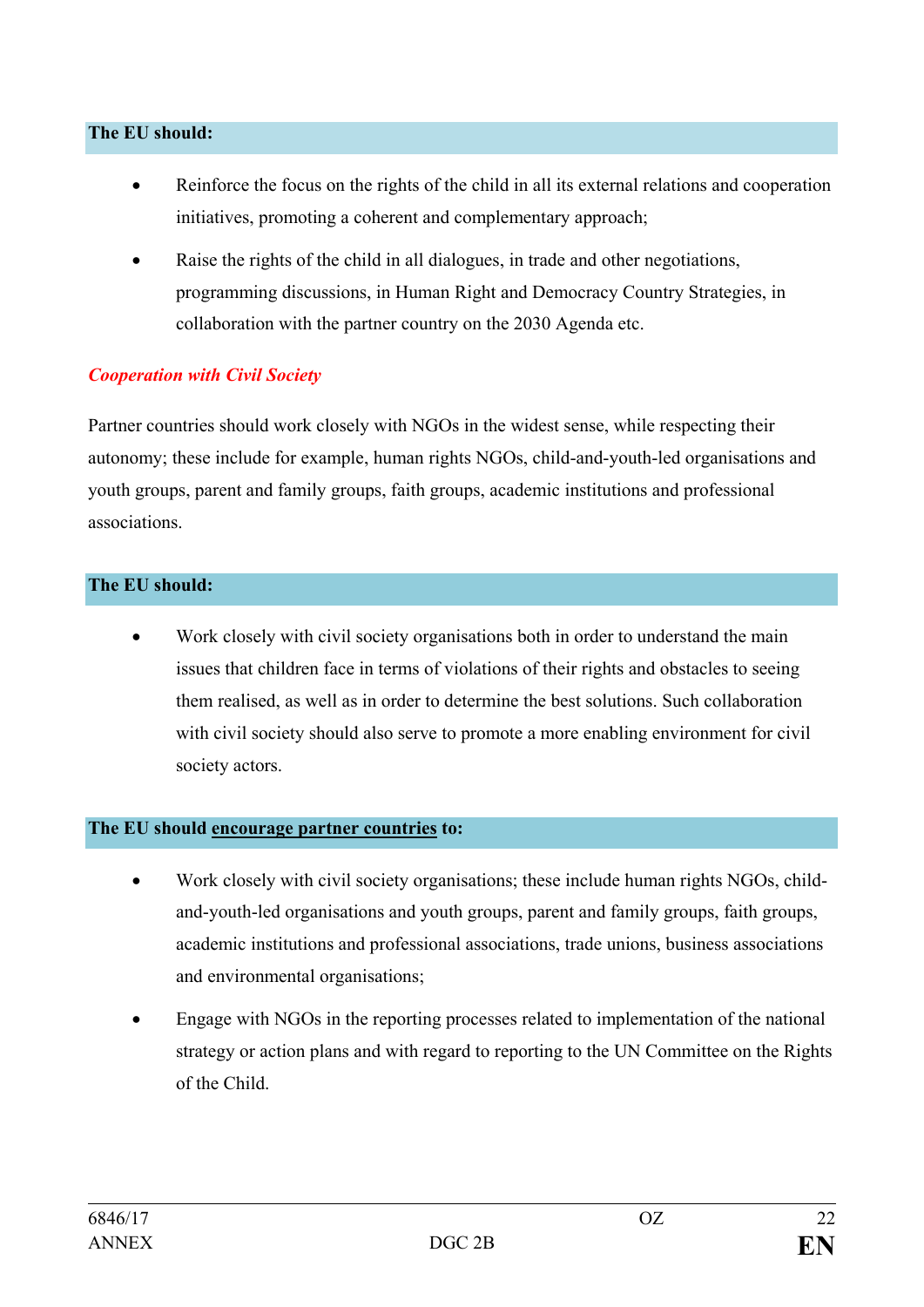**The EU should:**

- Reinforce the focus on the rights of the child in all its external relations and cooperation initiatives, promoting a coherent and complementary approach;
- Raise the rights of the child in all dialogues, in trade and other negotiations, programming discussions, in Human Right and Democracy Country Strategies, in collaboration with the partner country on the 2030 Agenda etc.

***Cooperation with Civil Society***

Partner countries should work closely with NGOs in the widest sense, while respecting their autonomy; these include for example, human rights NGOs, child-and-youth-led organisations and youth groups, parent and family groups, faith groups, academic institutions and professional associations.

**The EU should:**

- Work closely with civil society organisations both in order to understand the main issues that children face in terms of violations of their rights and obstacles to seeing them realised, as well as in order to determine the best solutions. Such collaboration with civil society should also serve to promote a more enabling environment for civil society actors.

**The EU should <u>encourage partner countries</u> to:**

- Work closely with civil society organisations; these include human rights NGOs, child-and-youth-led organisations and youth groups, parent and family groups, faith groups, academic institutions and professional associations, trade unions, business associations and environmental organisations;
- Engage with NGOs in the reporting processes related to implementation of the national strategy or action plans and with regard to reporting to the UN Committee on the Rights of the Child.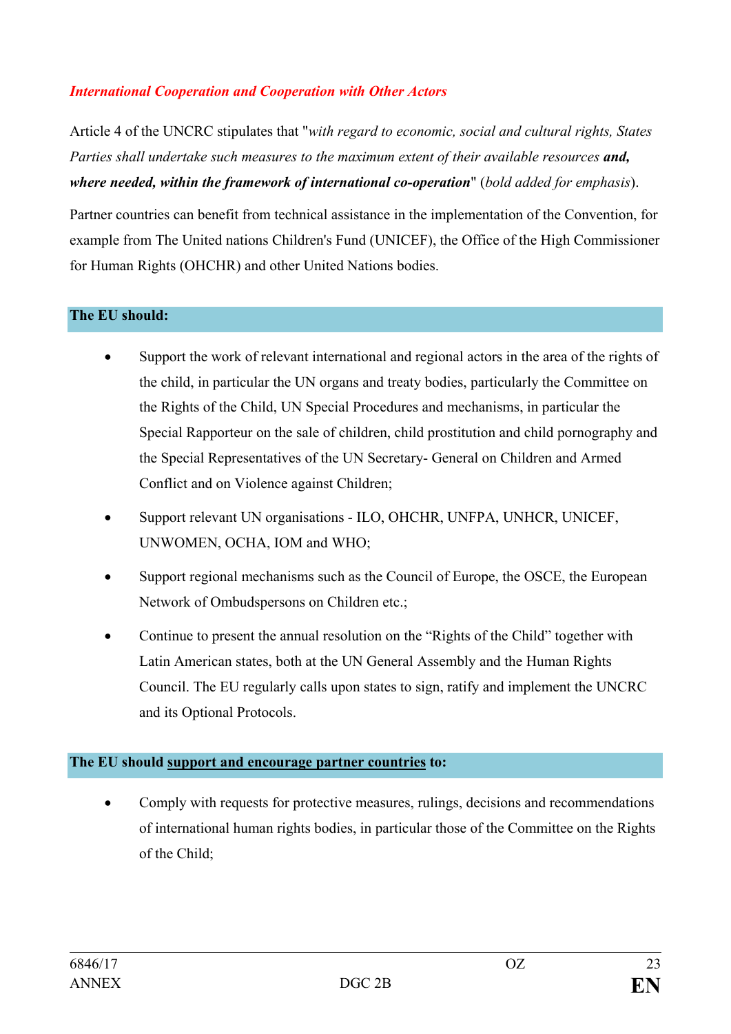### *International Cooperation and Cooperation with Other Actors*

Article 4 of the UNCRC stipulates that "*with regard to economic, social and cultural rights, States Parties shall undertake such measures to the maximum extent of their available resources* ***and, where needed, within the framework of international co-operation***" (*bold added for emphasis*).

Partner countries can benefit from technical assistance in the implementation of the Convention, for example from The United nations Children's Fund (UNICEF), the Office of the High Commissioner for Human Rights (OHCHR) and other United Nations bodies.

**The EU should:**

- Support the work of relevant international and regional actors in the area of the rights of the child, in particular the UN organs and treaty bodies, particularly the Committee on the Rights of the Child, UN Special Procedures and mechanisms, in particular the Special Rapporteur on the sale of children, child prostitution and child pornography and the Special Representatives of the UN Secretary- General on Children and Armed Conflict and on Violence against Children;
- Support relevant UN organisations - ILO, OHCHR, UNFPA, UNHCR, UNICEF, UNWOMEN, OCHA, IOM and WHO;
- Support regional mechanisms such as the Council of Europe, the OSCE, the European Network of Ombudspersons on Children etc.;
- Continue to present the annual resolution on the “Rights of the Child” together with Latin American states, both at the UN General Assembly and the Human Rights Council. The EU regularly calls upon states to sign, ratify and implement the UNCRC and its Optional Protocols.

**The EU should <u>support and encourage partner countries</u> to:**

- Comply with requests for protective measures, rulings, decisions and recommendations of international human rights bodies, in particular those of the Committee on the Rights of the Child;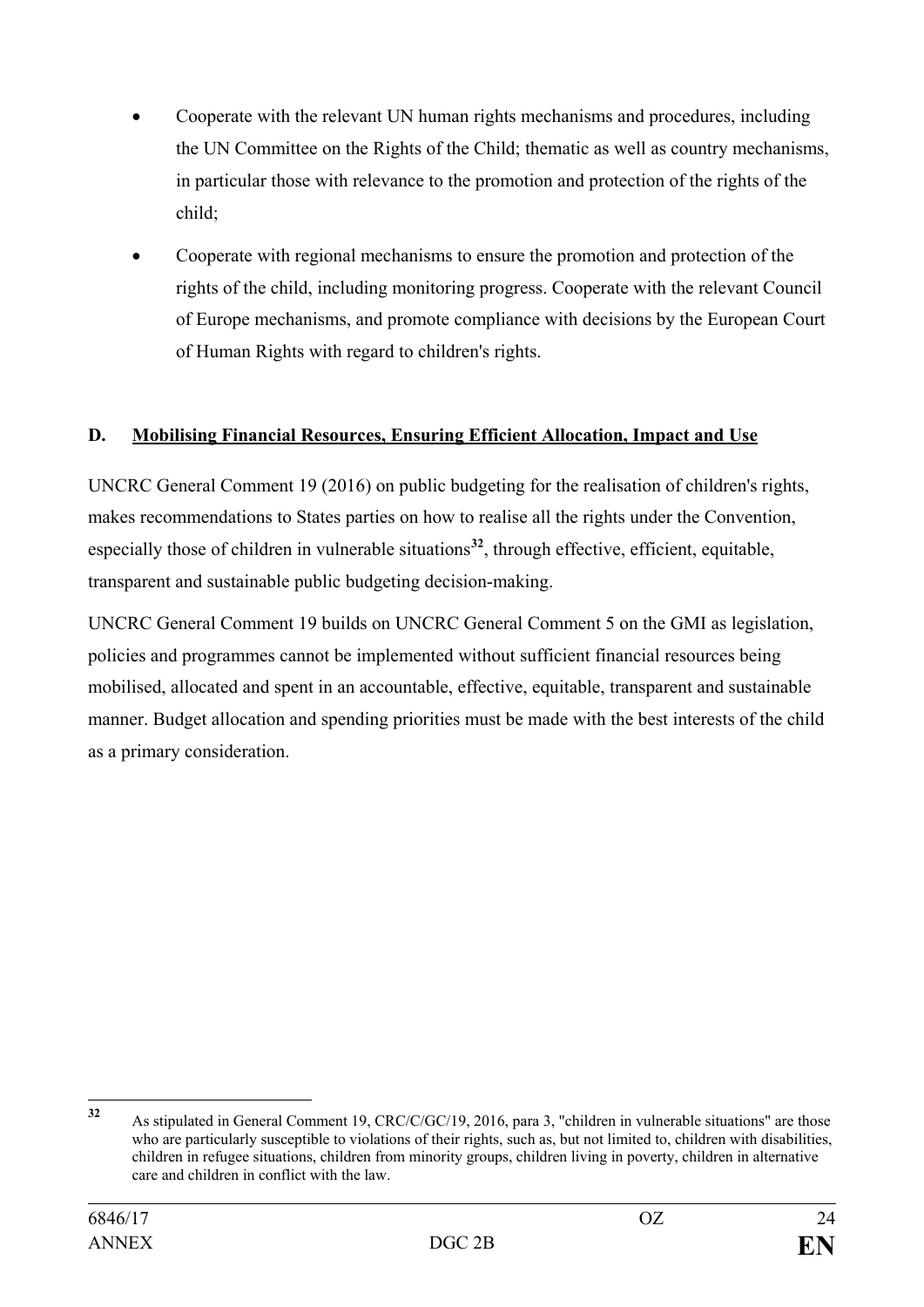- Cooperate with the relevant UN human rights mechanisms and procedures, including the UN Committee on the Rights of the Child; thematic as well as country mechanisms, in particular those with relevance to the promotion and protection of the rights of the child;
- Cooperate with regional mechanisms to ensure the promotion and protection of the rights of the child, including monitoring progress. Cooperate with the relevant Council of Europe mechanisms, and promote compliance with decisions by the European Court of Human Rights with regard to children's rights.

## D. Mobilising Financial Resources, Ensuring Efficient Allocation, Impact and Use

UNCRC General Comment 19 (2016) on public budgeting for the realisation of children's rights, makes recommendations to States parties on how to realise all the rights under the Convention, especially those of children in vulnerable situations[32], through effective, efficient, equitable, transparent and sustainable public budgeting decision-making.

UNCRC General Comment 19 builds on UNCRC General Comment 5 on the GMI as legislation, policies and programmes cannot be implemented without sufficient financial resources being mobilised, allocated and spent in an accountable, effective, equitable, transparent and sustainable manner. Budget allocation and spending priorities must be made with the best interests of the child as a primary consideration.

[32] As stipulated in General Comment 19, CRC/C/GC/19, 2016, para 3, "children in vulnerable situations" are those who are particularly susceptible to violations of their rights, such as, but not limited to, children with disabilities, children in refugee situations, children from minority groups, children living in poverty, children in alternative care and children in conflict with the law.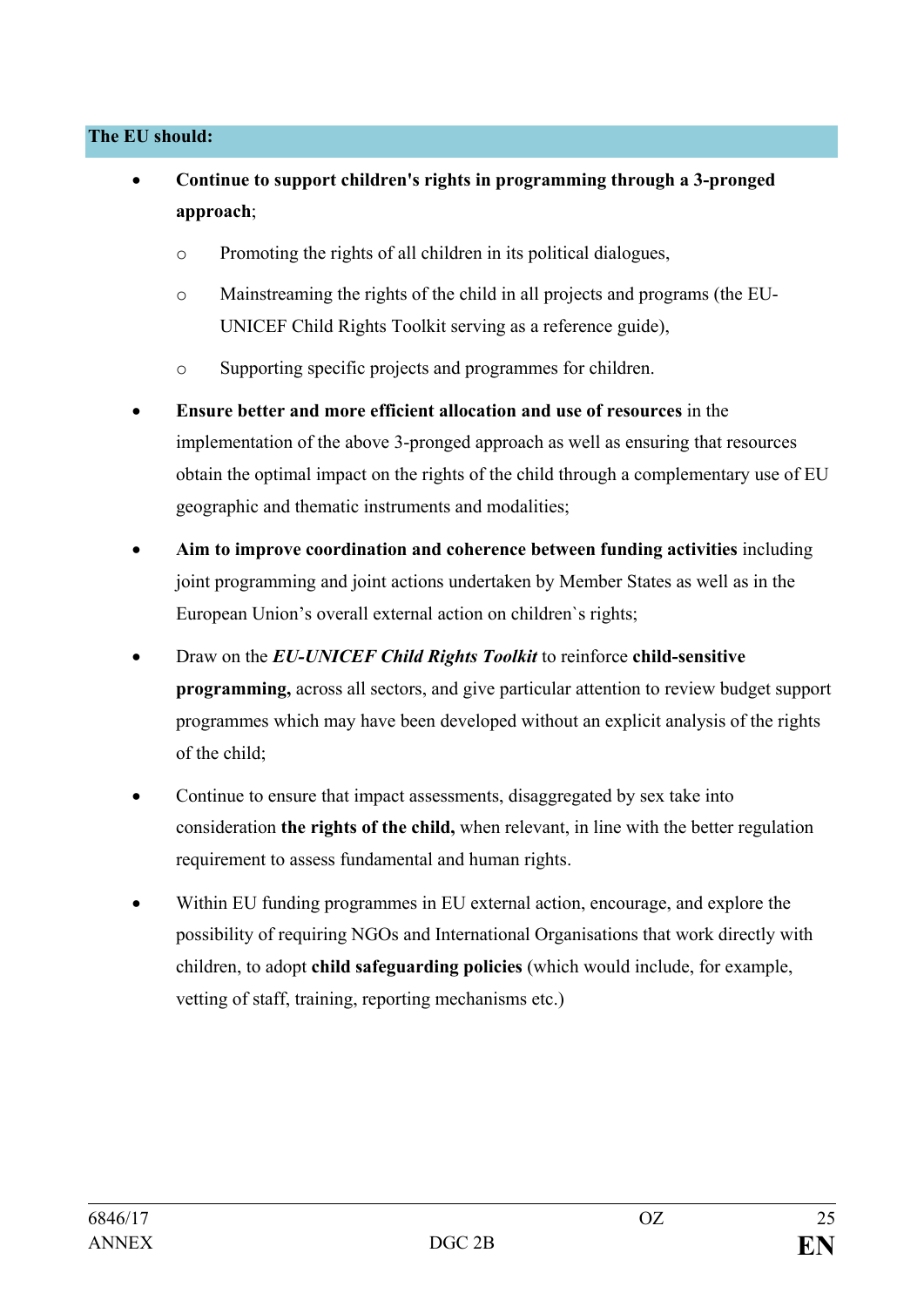**The EU should:**

- **Continue to support children's rights in programming through a 3-pronged approach**;
  - Promoting the rights of all children in its political dialogues,
  - Mainstreaming the rights of the child in all projects and programs (the EU-UNICEF Child Rights Toolkit serving as a reference guide),
  - Supporting specific projects and programmes for children.
- **Ensure better and more efficient allocation and use of resources** in the implementation of the above 3-pronged approach as well as ensuring that resources obtain the optimal impact on the rights of the child through a complementary use of EU geographic and thematic instruments and modalities;
- **Aim to improve coordination and coherence between funding activities** including joint programming and joint actions undertaken by Member States as well as in the European Union's overall external action on children`s rights;
- Draw on the ***EU-UNICEF Child Rights Toolkit*** to reinforce **child-sensitive programming,** across all sectors, and give particular attention to review budget support programmes which may have been developed without an explicit analysis of the rights of the child;
- Continue to ensure that impact assessments, disaggregated by sex take into consideration **the rights of the child,** when relevant, in line with the better regulation requirement to assess fundamental and human rights.
- Within EU funding programmes in EU external action, encourage, and explore the possibility of requiring NGOs and International Organisations that work directly with children, to adopt **child safeguarding policies** (which would include, for example, vetting of staff, training, reporting mechanisms etc.)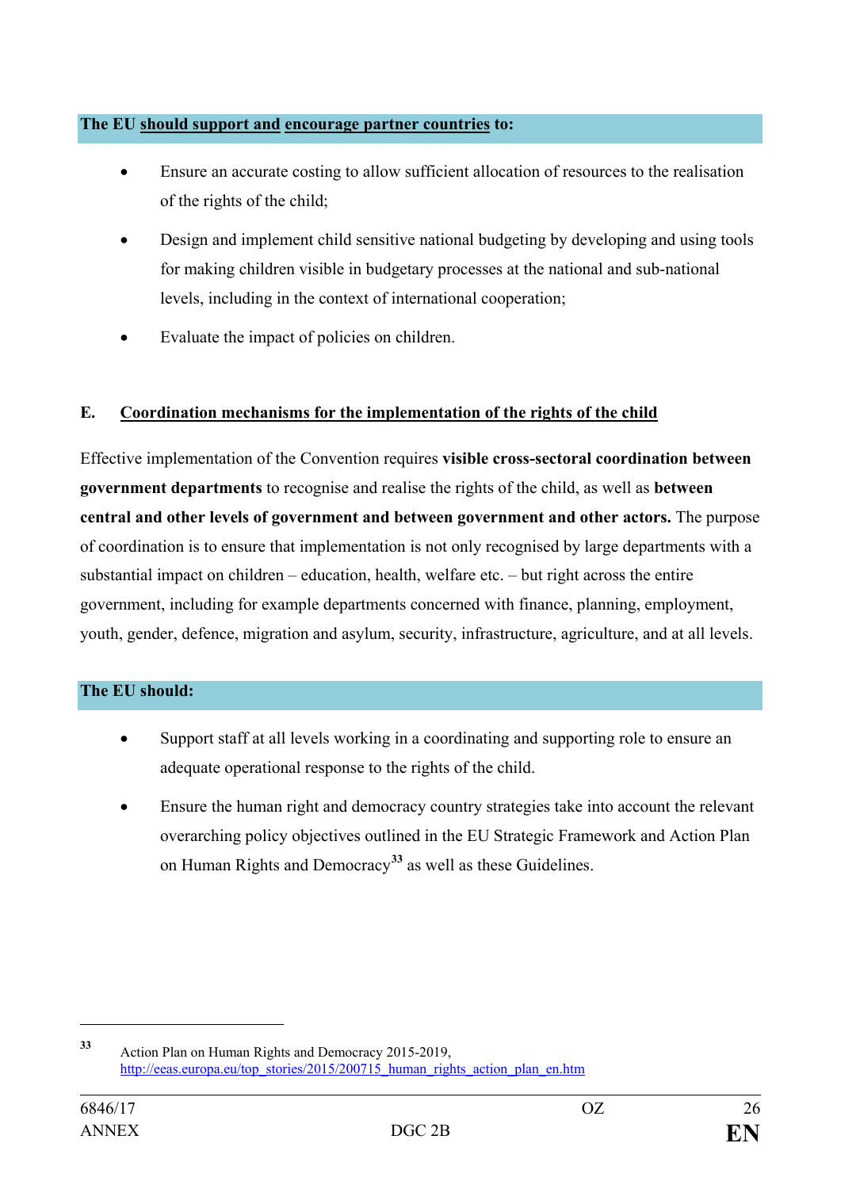**The EU <u>should support and</u> <u>encourage partner countries</u> to:**

- Ensure an accurate costing to allow sufficient allocation of resources to the realisation of the rights of the child;
- Design and implement child sensitive national budgeting by developing and using tools for making children visible in budgetary processes at the national and sub-national levels, including in the context of international cooperation;
- Evaluate the impact of policies on children.

## E. <u>Coordination mechanisms for the implementation of the rights of the child</u>

Effective implementation of the Convention requires **visible cross-sectoral coordination between government departments** to recognise and realise the rights of the child, as well as **between central and other levels of government and between government and other actors.** The purpose of coordination is to ensure that implementation is not only recognised by large departments with a substantial impact on children – education, health, welfare etc. – but right across the entire government, including for example departments concerned with finance, planning, employment, youth, gender, defence, migration and asylum, security, infrastructure, agriculture, and at all levels.

**The EU should:**

- Support staff at all levels working in a coordinating and supporting role to ensure an adequate operational response to the rights of the child.
- Ensure the human right and democracy country strategies take into account the relevant overarching policy objectives outlined in the EU Strategic Framework and Action Plan on Human Rights and Democracy[33] as well as these Guidelines.

---

[33] Action Plan on Human Rights and Democracy 2015-2019, http://eeas.europa.eu/top_stories/2015/200715_human_rights_action_plan_en.htm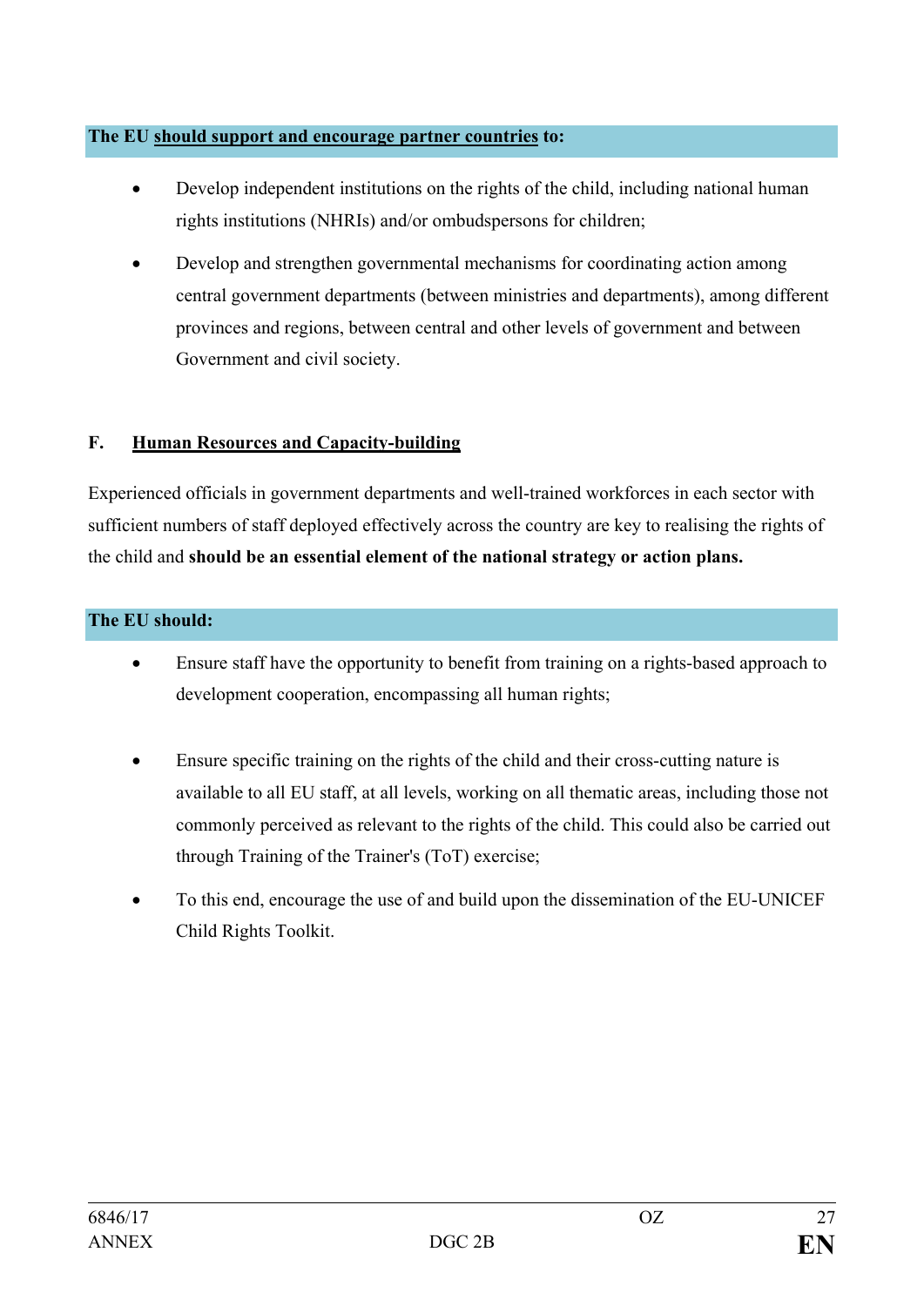**The EU should support and encourage partner countries to:**

- Develop independent institutions on the rights of the child, including national human rights institutions (NHRIs) and/or ombudspersons for children;
- Develop and strengthen governmental mechanisms for coordinating action among central government departments (between ministries and departments), among different provinces and regions, between central and other levels of government and between Government and civil society.

## F. Human Resources and Capacity-building

Experienced officials in government departments and well-trained workforces in each sector with sufficient numbers of staff deployed effectively across the country are key to realising the rights of the child and **should be an essential element of the national strategy or action plans.**

**The EU should:**

- Ensure staff have the opportunity to benefit from training on a rights-based approach to development cooperation, encompassing all human rights;
- Ensure specific training on the rights of the child and their cross-cutting nature is available to all EU staff, at all levels, working on all thematic areas, including those not commonly perceived as relevant to the rights of the child. This could also be carried out through Training of the Trainer's (ToT) exercise;
- To this end, encourage the use of and build upon the dissemination of the EU-UNICEF Child Rights Toolkit.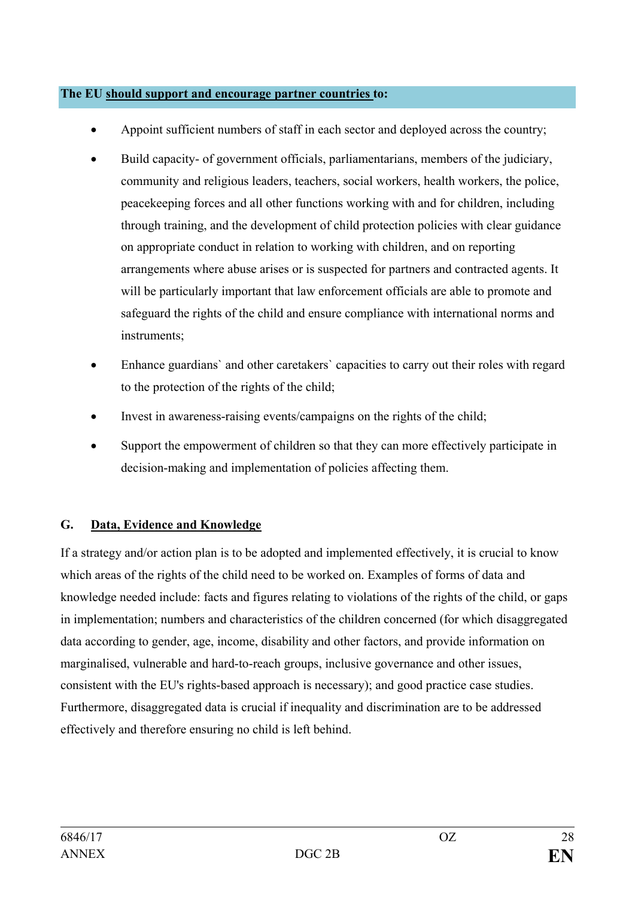**The EU should support and encourage partner countries to:**

- Appoint sufficient numbers of staff in each sector and deployed across the country;
- Build capacity- of government officials, parliamentarians, members of the judiciary, community and religious leaders, teachers, social workers, health workers, the police, peacekeeping forces and all other functions working with and for children, including through training, and the development of child protection policies with clear guidance on appropriate conduct in relation to working with children, and on reporting arrangements where abuse arises or is suspected for partners and contracted agents. It will be particularly important that law enforcement officials are able to promote and safeguard the rights of the child and ensure compliance with international norms and instruments;
- Enhance guardians` and other caretakers` capacities to carry out their roles with regard to the protection of the rights of the child;
- Invest in awareness-raising events/campaigns on the rights of the child;
- Support the empowerment of children so that they can more effectively participate in decision-making and implementation of policies affecting them.

## G. Data, Evidence and Knowledge

If a strategy and/or action plan is to be adopted and implemented effectively, it is crucial to know which areas of the rights of the child need to be worked on. Examples of forms of data and knowledge needed include: facts and figures relating to violations of the rights of the child, or gaps in implementation; numbers and characteristics of the children concerned (for which disaggregated data according to gender, age, income, disability and other factors, and provide information on marginalised, vulnerable and hard-to-reach groups, inclusive governance and other issues, consistent with the EU's rights-based approach is necessary); and good practice case studies. Furthermore, disaggregated data is crucial if inequality and discrimination are to be addressed effectively and therefore ensuring no child is left behind.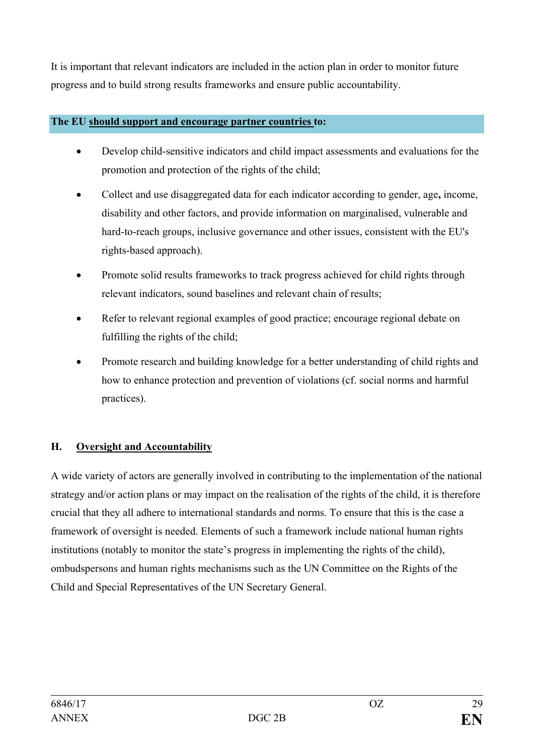It is important that relevant indicators are included in the action plan in order to monitor future progress and to build strong results frameworks and ensure public accountability.

**The EU <u>should support and encourage partner countries</u> to:**

- Develop child-sensitive indicators and child impact assessments and evaluations for the promotion and protection of the rights of the child;
- Collect and use disaggregated data for each indicator according to gender, age**,** income, disability and other factors, and provide information on marginalised, vulnerable and hard-to-reach groups, inclusive governance and other issues, consistent with the EU's rights-based approach).
- Promote solid results frameworks to track progress achieved for child rights through relevant indicators, sound baselines and relevant chain of results;
- Refer to relevant regional examples of good practice; encourage regional debate on fulfilling the rights of the child;
- Promote research and building knowledge for a better understanding of child rights and how to enhance protection and prevention of violations (cf. social norms and harmful practices).

## H. <u>Oversight and Accountability</u>

A wide variety of actors are generally involved in contributing to the implementation of the national strategy and/or action plans or may impact on the realisation of the rights of the child, it is therefore crucial that they all adhere to international standards and norms. To ensure that this is the case a framework of oversight is needed. Elements of such a framework include national human rights institutions (notably to monitor the state's progress in implementing the rights of the child), ombudspersons and human rights mechanisms such as the UN Committee on the Rights of the Child and Special Representatives of the UN Secretary General.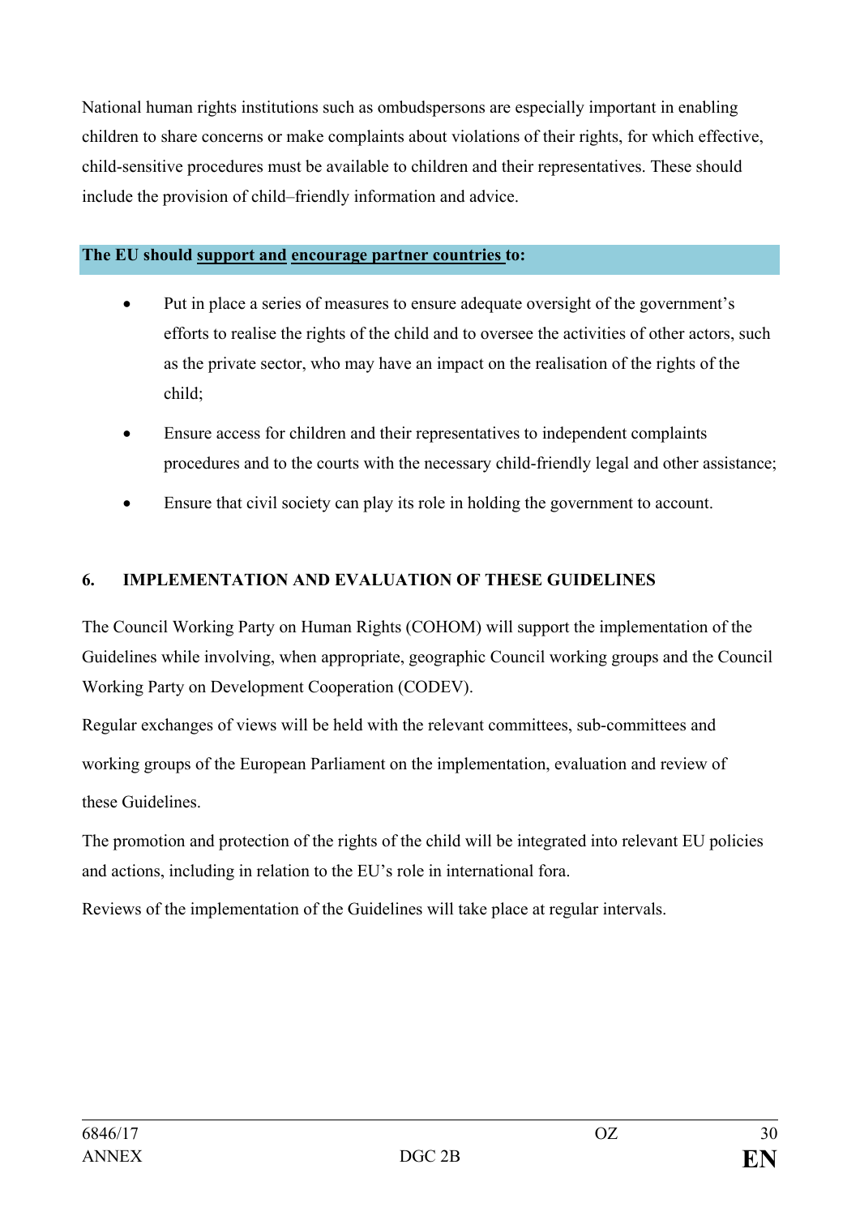National human rights institutions such as ombudspersons are especially important in enabling children to share concerns or make complaints about violations of their rights, for which effective, child-sensitive procedures must be available to children and their representatives. These should include the provision of child–friendly information and advice.

**The EU should <u>support and</u> <u>encourage partner countries</u> to:**

- Put in place a series of measures to ensure adequate oversight of the government's efforts to realise the rights of the child and to oversee the activities of other actors, such as the private sector, who may have an impact on the realisation of the rights of the child;
- Ensure access for children and their representatives to independent complaints procedures and to the courts with the necessary child-friendly legal and other assistance;
- Ensure that civil society can play its role in holding the government to account.

## 6. IMPLEMENTATION AND EVALUATION OF THESE GUIDELINES

The Council Working Party on Human Rights (COHOM) will support the implementation of the Guidelines while involving, when appropriate, geographic Council working groups and the Council Working Party on Development Cooperation (CODEV).

Regular exchanges of views will be held with the relevant committees, sub-committees and working groups of the European Parliament on the implementation, evaluation and review of these Guidelines.

The promotion and protection of the rights of the child will be integrated into relevant EU policies and actions, including in relation to the EU's role in international fora.

Reviews of the implementation of the Guidelines will take place at regular intervals.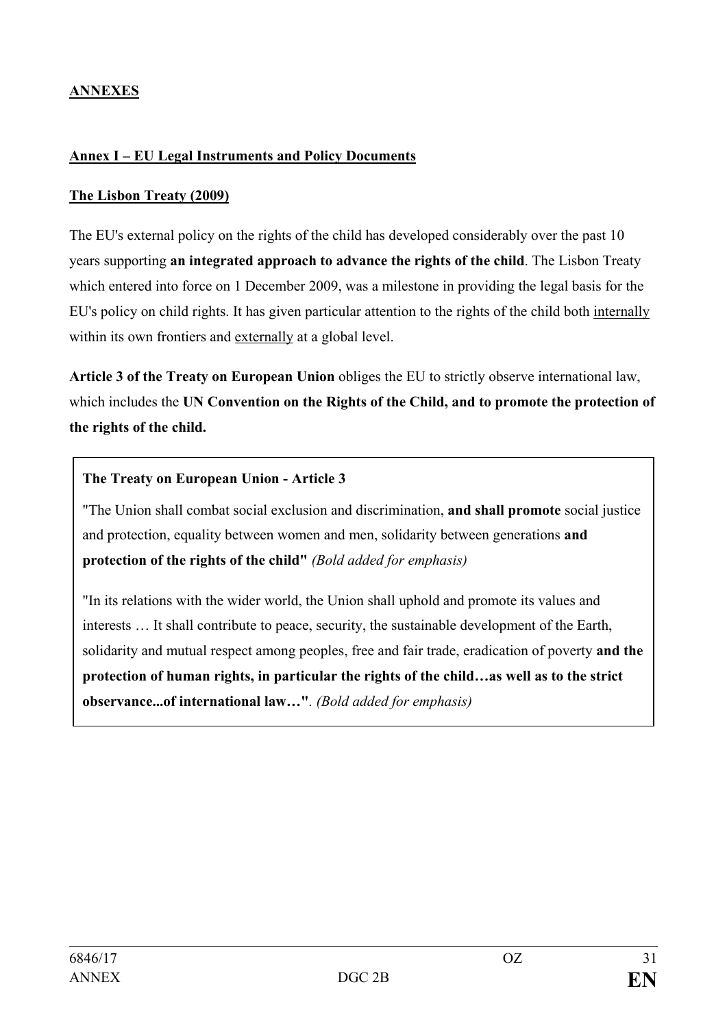## ANNEXES

### Annex I – EU Legal Instruments and Policy Documents

### The Lisbon Treaty (2009)

The EU's external policy on the rights of the child has developed considerably over the past 10 years supporting **an integrated approach to advance the rights of the child**. The Lisbon Treaty which entered into force on 1 December 2009, was a milestone in providing the legal basis for the EU's policy on child rights. It has given particular attention to the rights of the child both internally within its own frontiers and externally at a global level.

**Article 3 of the Treaty on European Union** obliges the EU to strictly observe international law, which includes the **UN Convention on the Rights of the Child, and to promote the protection of the rights of the child.**

> **The Treaty on European Union - Article 3**
>
> "The Union shall combat social exclusion and discrimination, **and shall promote** social justice and protection, equality between women and men, solidarity between generations **and protection of the rights of the child"** *(Bold added for emphasis)*
>
> "In its relations with the wider world, the Union shall uphold and promote its values and interests … It shall contribute to peace, security, the sustainable development of the Earth, solidarity and mutual respect among peoples, free and fair trade, eradication of poverty **and the protection of human rights, in particular the rights of the child…as well as to the strict observance...of international law…"**. *(Bold added for emphasis)*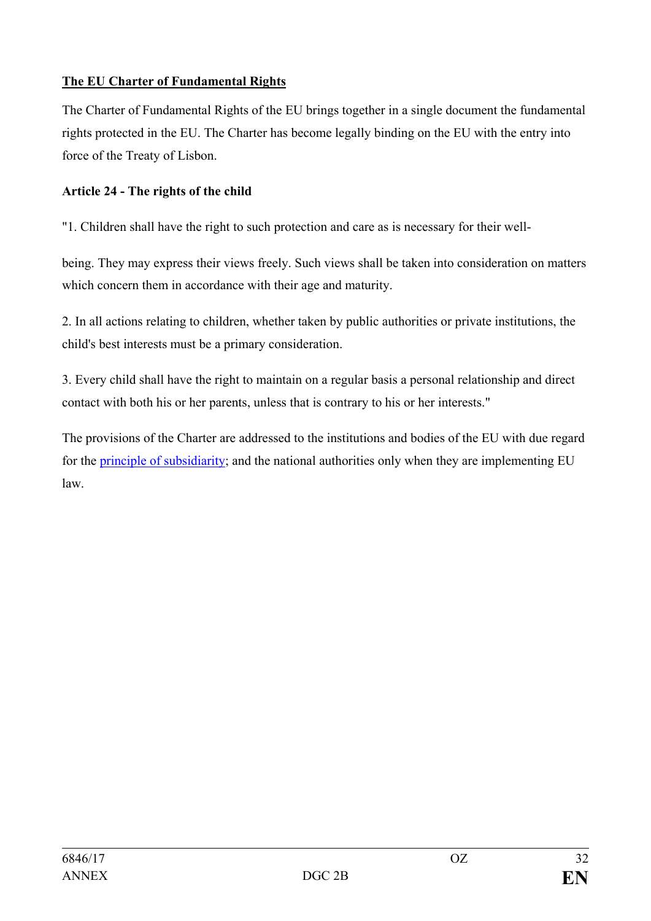**<u>The EU Charter of Fundamental Rights</u>**

The Charter of Fundamental Rights of the EU brings together in a single document the fundamental rights protected in the EU. The Charter has become legally binding on the EU with the entry into force of the Treaty of Lisbon.

**Article 24 - The rights of the child**

"1. Children shall have the right to such protection and care as is necessary for their well-being. They may express their views freely. Such views shall be taken into consideration on matters which concern them in accordance with their age and maturity.

2. In all actions relating to children, whether taken by public authorities or private institutions, the child's best interests must be a primary consideration.

3. Every child shall have the right to maintain on a regular basis a personal relationship and direct contact with both his or her parents, unless that is contrary to his or her interests."

The provisions of the Charter are addressed to the institutions and bodies of the EU with due regard for the principle of subsidiarity; and the national authorities only when they are implementing EU law.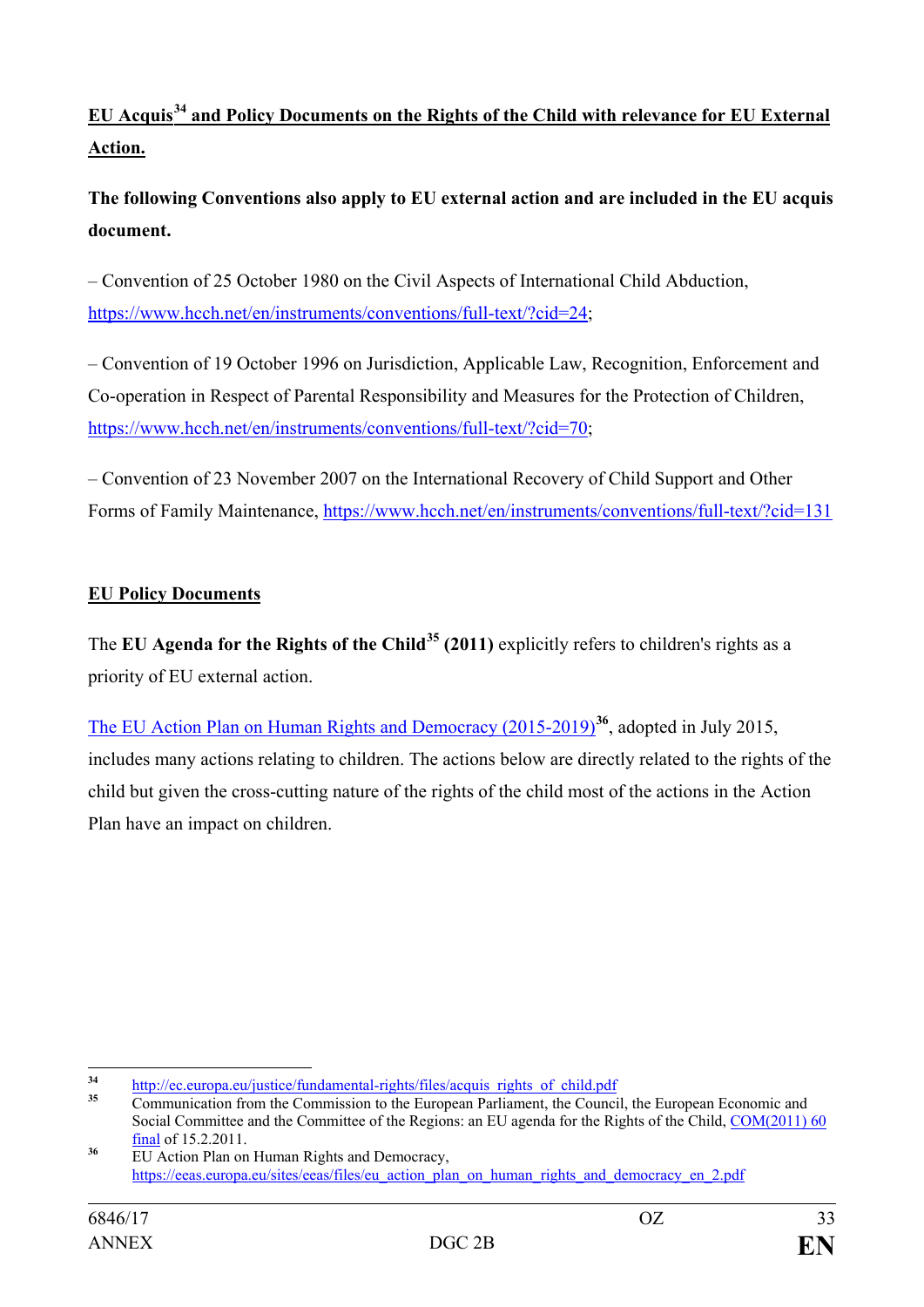**<u>EU Acquis[34] and Policy Documents on the Rights of the Child with relevance for EU External Action.</u>**

**The following Conventions also apply to EU external action and are included in the EU acquis document.**

– Convention of 25 October 1980 on the Civil Aspects of International Child Abduction, https://www.hcch.net/en/instruments/conventions/full-text/?cid=24;

– Convention of 19 October 1996 on Jurisdiction, Applicable Law, Recognition, Enforcement and Co-operation in Respect of Parental Responsibility and Measures for the Protection of Children, https://www.hcch.net/en/instruments/conventions/full-text/?cid=70;

– Convention of 23 November 2007 on the International Recovery of Child Support and Other Forms of Family Maintenance, https://www.hcch.net/en/instruments/conventions/full-text/?cid=131

**<u>EU Policy Documents</u>**

The **EU Agenda for the Rights of the Child[35] (2011)** explicitly refers to children's rights as a priority of EU external action.

The EU Action Plan on Human Rights and Democracy (2015-2019)[36], adopted in July 2015, includes many actions relating to children. The actions below are directly related to the rights of the child but given the cross-cutting nature of the rights of the child most of the actions in the Action Plan have an impact on children.

---

[34] http://ec.europa.eu/justice/fundamental-rights/files/acquis_rights_of_child.pdf

[35] Communication from the Commission to the European Parliament, the Council, the European Economic and Social Committee and the Committee of the Regions: an EU agenda for the Rights of the Child, COM(2011) 60 final of 15.2.2011.

[36] EU Action Plan on Human Rights and Democracy, https://eeas.europa.eu/sites/eeas/files/eu_action_plan_on_human_rights_and_democracy_en_2.pdf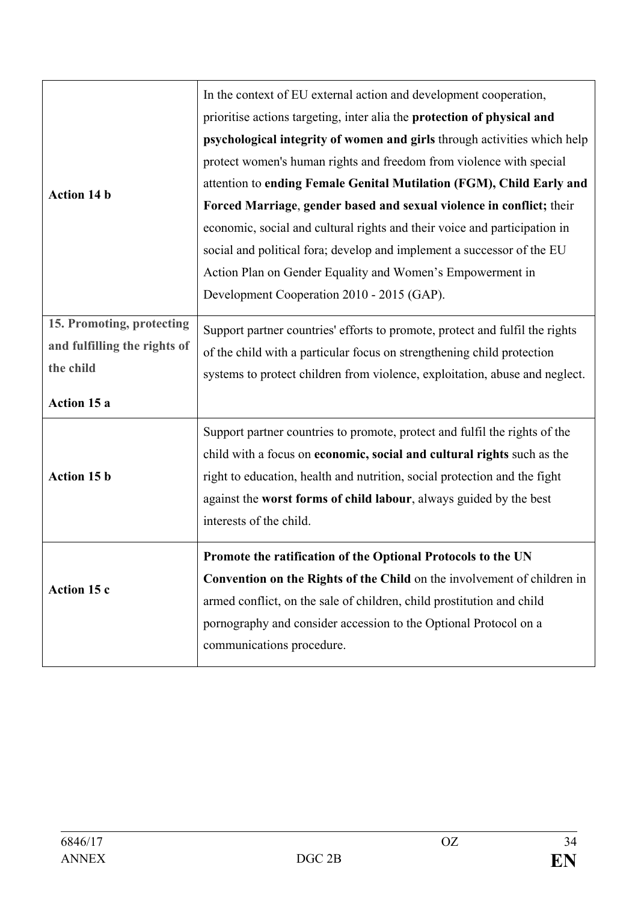| | |
|---|---|
| **Action 14 b** | In the context of EU external action and development cooperation, prioritise actions targeting, inter alia the **protection of physical and psychological integrity of women and girls** through activities which help protect women's human rights and freedom from violence with special attention to **ending Female Genital Mutilation (FGM), Child Early and Forced Marriage**, **gender based and sexual violence in conflict;** their economic, social and cultural rights and their voice and participation in social and political fora; develop and implement a successor of the EU Action Plan on Gender Equality and Women's Empowerment in Development Cooperation 2010 - 2015 (GAP). |
| **15. Promoting, protecting and fulfilling the rights of the child**<br><br>**Action 15 a** | Support partner countries' efforts to promote, protect and fulfil the rights of the child with a particular focus on strengthening child protection systems to protect children from violence, exploitation, abuse and neglect. |
| **Action 15 b** | Support partner countries to promote, protect and fulfil the rights of the child with a focus on **economic, social and cultural rights** such as the right to education, health and nutrition, social protection and the fight against the **worst forms of child labour**, always guided by the best interests of the child. |
| **Action 15 c** | **Promote the ratification of the Optional Protocols to the UN Convention on the Rights of the Child** on the involvement of children in armed conflict, on the sale of children, child prostitution and child pornography and consider accession to the Optional Protocol on a communications procedure. |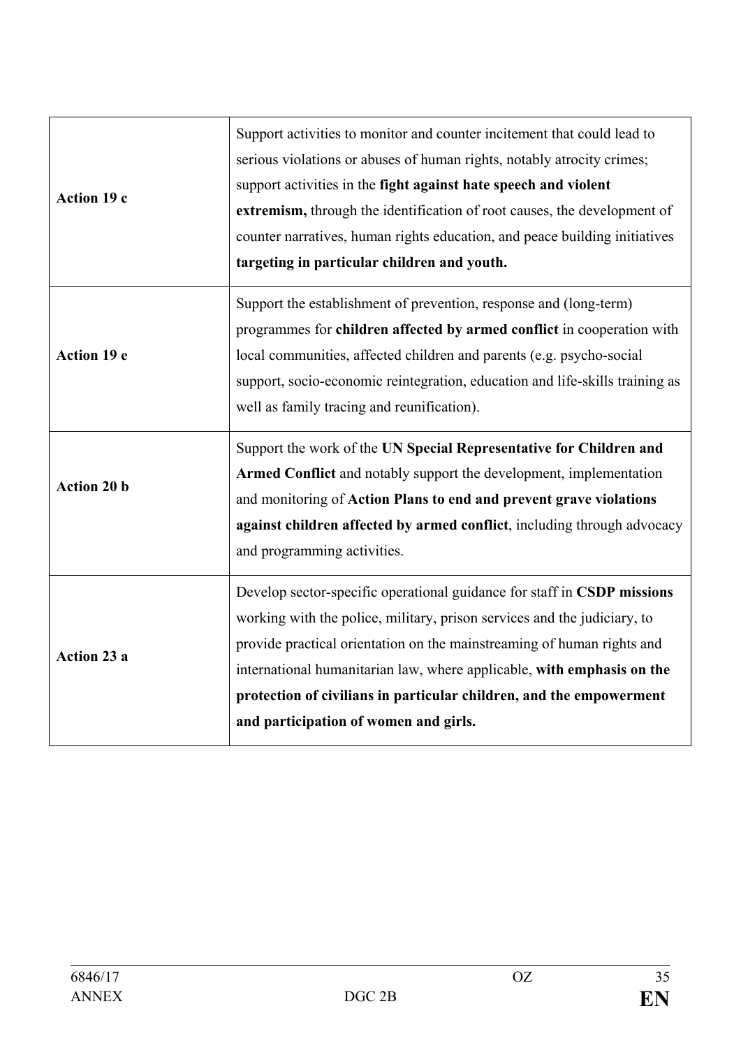| | |
|---|---|
| **Action 19 c** | Support activities to monitor and counter incitement that could lead to serious violations or abuses of human rights, notably atrocity crimes; support activities in the **fight against hate speech and violent extremism,** through the identification of root causes, the development of counter narratives, human rights education, and peace building initiatives **targeting in particular children and youth.** |
| **Action 19 e** | Support the establishment of prevention, response and (long-term) programmes for **children affected by armed conflict** in cooperation with local communities, affected children and parents (e.g. psycho-social support, socio-economic reintegration, education and life-skills training as well as family tracing and reunification). |
| **Action 20 b** | Support the work of the **UN Special Representative for Children and Armed Conflict** and notably support the development, implementation and monitoring of **Action Plans to end and prevent grave violations against children affected by armed conflict**, including through advocacy and programming activities. |
| **Action 23 a** | Develop sector-specific operational guidance for staff in **CSDP missions** working with the police, military, prison services and the judiciary, to provide practical orientation on the mainstreaming of human rights and international humanitarian law, where applicable, **with emphasis on the protection of civilians in particular children, and the empowerment and participation of women and girls.** |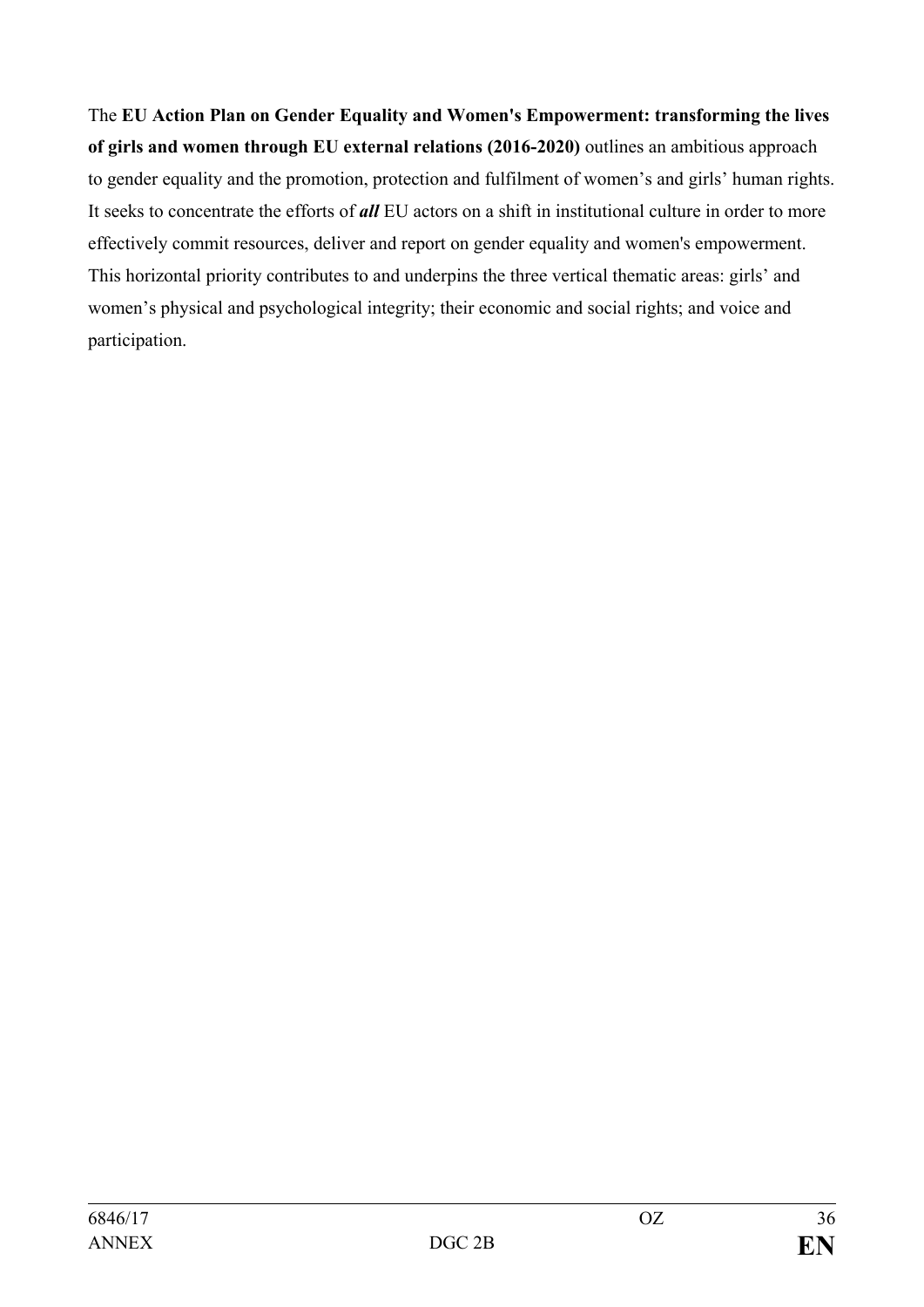The **EU Action Plan on Gender Equality and Women's Empowerment: transforming the lives of girls and women through EU external relations (2016-2020)** outlines an ambitious approach to gender equality and the promotion, protection and fulfilment of women's and girls' human rights. It seeks to concentrate the efforts of ***all*** EU actors on a shift in institutional culture in order to more effectively commit resources, deliver and report on gender equality and women's empowerment. This horizontal priority contributes to and underpins the three vertical thematic areas: girls' and women's physical and psychological integrity; their economic and social rights; and voice and participation.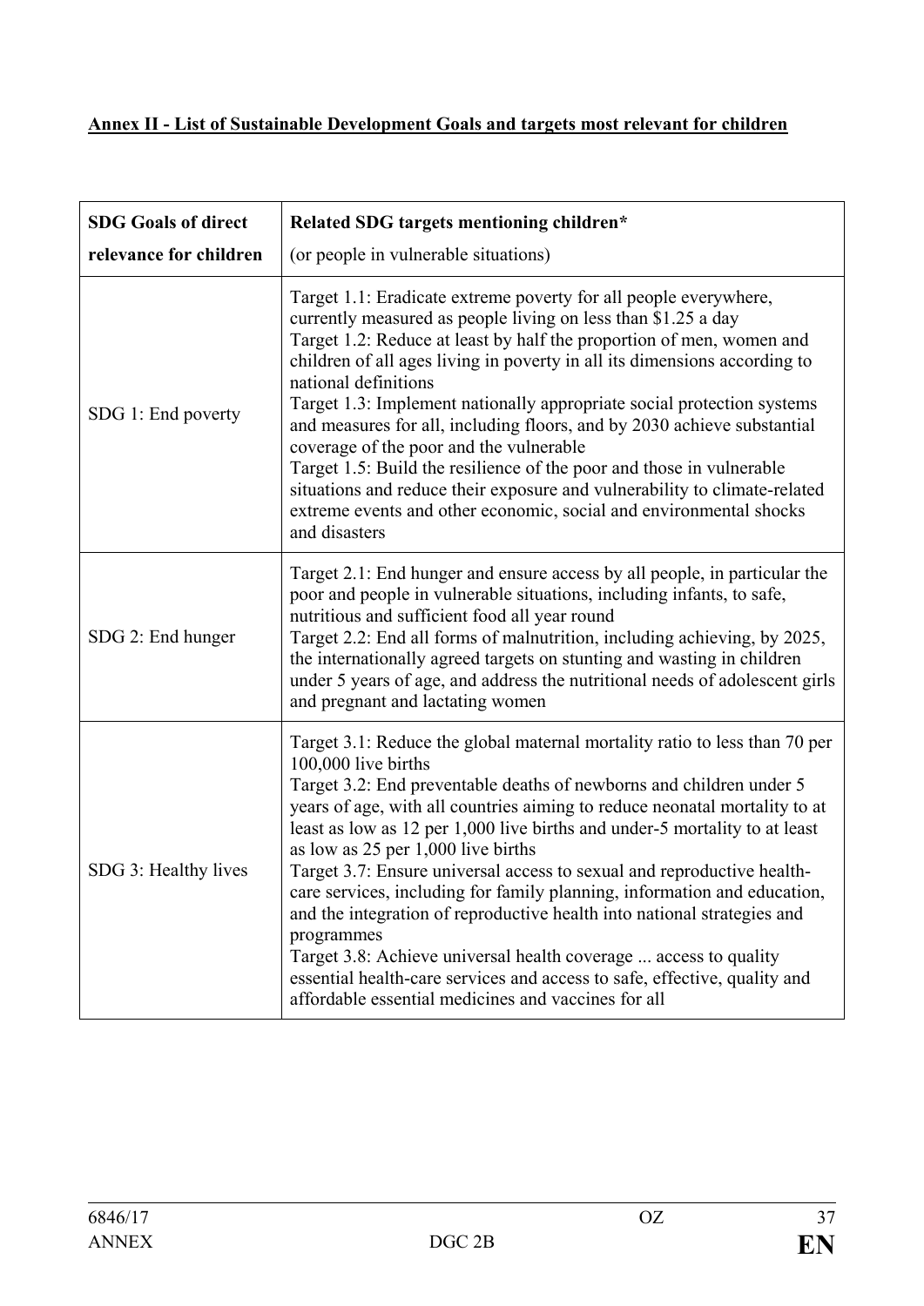**Annex II - List of Sustainable Development Goals and targets most relevant for children**

| **SDG Goals of direct relevance for children** | **Related SDG targets mentioning children*** (or people in vulnerable situations) |
|---|---|
| SDG 1: End poverty | Target 1.1: Eradicate extreme poverty for all people everywhere, currently measured as people living on less than $1.25 a day<br>Target 1.2: Reduce at least by half the proportion of men, women and children of all ages living in poverty in all its dimensions according to national definitions<br>Target 1.3: Implement nationally appropriate social protection systems and measures for all, including floors, and by 2030 achieve substantial coverage of the poor and the vulnerable<br>Target 1.5: Build the resilience of the poor and those in vulnerable situations and reduce their exposure and vulnerability to climate-related extreme events and other economic, social and environmental shocks and disasters |
| SDG 2: End hunger | Target 2.1: End hunger and ensure access by all people, in particular the poor and people in vulnerable situations, including infants, to safe, nutritious and sufficient food all year round<br>Target 2.2: End all forms of malnutrition, including achieving, by 2025, the internationally agreed targets on stunting and wasting in children under 5 years of age, and address the nutritional needs of adolescent girls and pregnant and lactating women |
| SDG 3: Healthy lives | Target 3.1: Reduce the global maternal mortality ratio to less than 70 per 100,000 live births<br>Target 3.2: End preventable deaths of newborns and children under 5 years of age, with all countries aiming to reduce neonatal mortality to at least as low as 12 per 1,000 live births and under-5 mortality to at least as low as 25 per 1,000 live births<br>Target 3.7: Ensure universal access to sexual and reproductive health-care services, including for family planning, information and education, and the integration of reproductive health into national strategies and programmes<br>Target 3.8: Achieve universal health coverage ... access to quality essential health-care services and access to safe, effective, quality and affordable essential medicines and vaccines for all |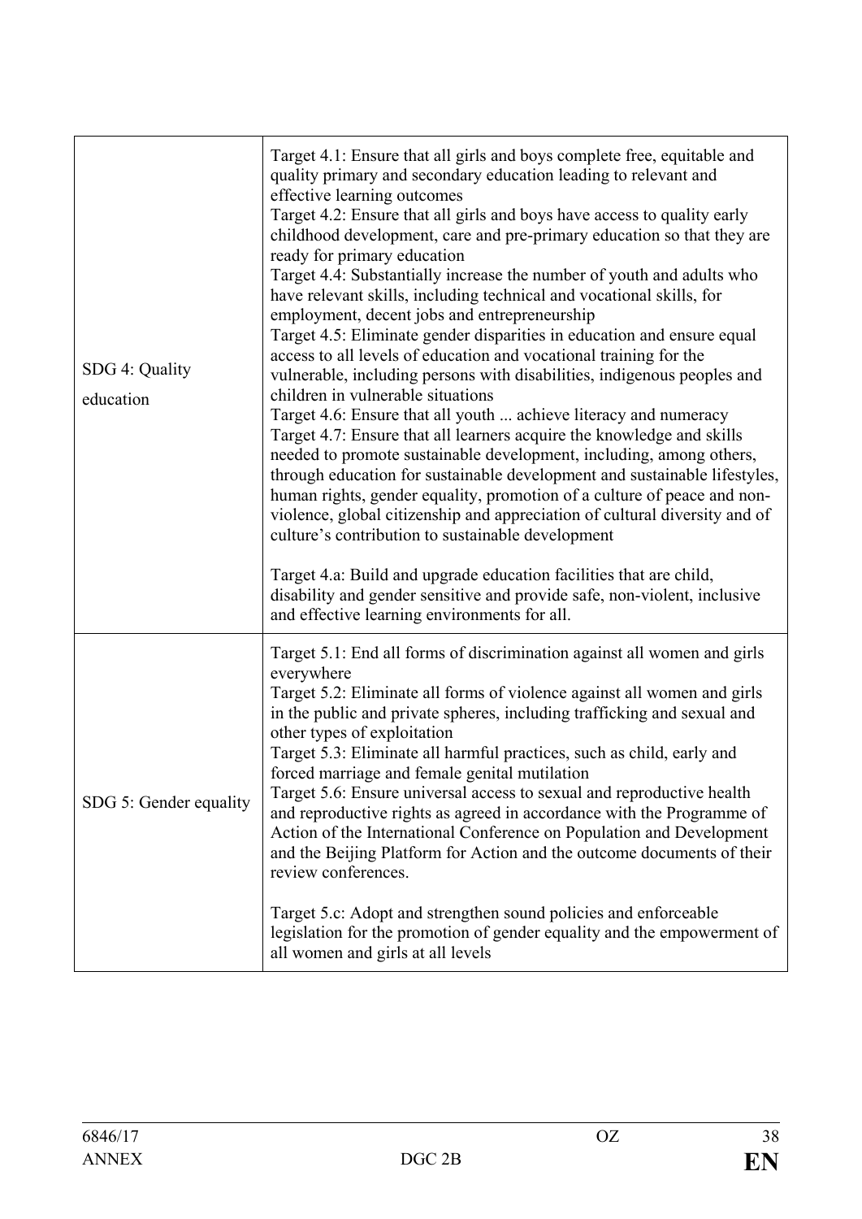| | |
|---|---|
| SDG 4: Quality education | Target 4.1: Ensure that all girls and boys complete free, equitable and quality primary and secondary education leading to relevant and effective learning outcomes<br>Target 4.2: Ensure that all girls and boys have access to quality early childhood development, care and pre-primary education so that they are ready for primary education<br>Target 4.4: Substantially increase the number of youth and adults who have relevant skills, including technical and vocational skills, for employment, decent jobs and entrepreneurship<br>Target 4.5: Eliminate gender disparities in education and ensure equal access to all levels of education and vocational training for the vulnerable, including persons with disabilities, indigenous peoples and children in vulnerable situations<br>Target 4.6: Ensure that all youth ... achieve literacy and numeracy<br>Target 4.7: Ensure that all learners acquire the knowledge and skills needed to promote sustainable development, including, among others, through education for sustainable development and sustainable lifestyles, human rights, gender equality, promotion of a culture of peace and non-violence, global citizenship and appreciation of cultural diversity and of culture's contribution to sustainable development<br><br>Target 4.a: Build and upgrade education facilities that are child, disability and gender sensitive and provide safe, non-violent, inclusive and effective learning environments for all. |
| SDG 5: Gender equality | Target 5.1: End all forms of discrimination against all women and girls everywhere<br>Target 5.2: Eliminate all forms of violence against all women and girls in the public and private spheres, including trafficking and sexual and other types of exploitation<br>Target 5.3: Eliminate all harmful practices, such as child, early and forced marriage and female genital mutilation<br>Target 5.6: Ensure universal access to sexual and reproductive health and reproductive rights as agreed in accordance with the Programme of Action of the International Conference on Population and Development and the Beijing Platform for Action and the outcome documents of their review conferences.<br><br>Target 5.c: Adopt and strengthen sound policies and enforceable legislation for the promotion of gender equality and the empowerment of all women and girls at all levels |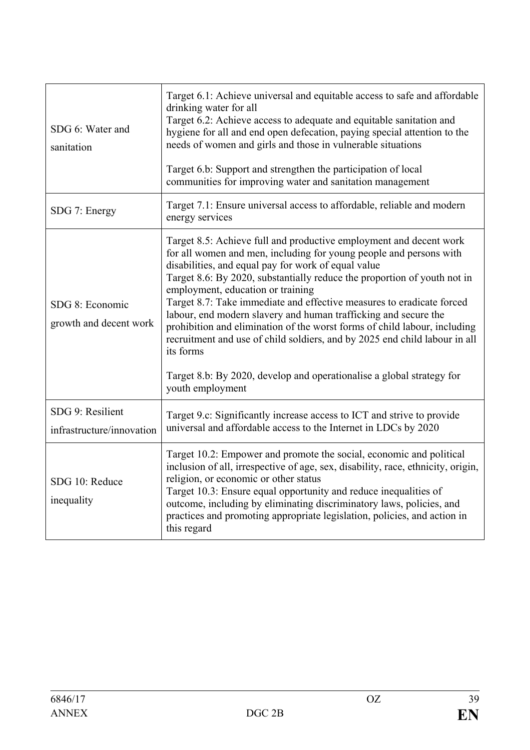| | |
|---|---|
| SDG 6: Water and sanitation | Target 6.1: Achieve universal and equitable access to safe and affordable drinking water for all<br>Target 6.2: Achieve access to adequate and equitable sanitation and hygiene for all and end open defecation, paying special attention to the needs of women and girls and those in vulnerable situations<br><br>Target 6.b: Support and strengthen the participation of local communities for improving water and sanitation management |
| SDG 7: Energy | Target 7.1: Ensure universal access to affordable, reliable and modern energy services |
| SDG 8: Economic growth and decent work | Target 8.5: Achieve full and productive employment and decent work for all women and men, including for young people and persons with disabilities, and equal pay for work of equal value<br>Target 8.6: By 2020, substantially reduce the proportion of youth not in employment, education or training<br>Target 8.7: Take immediate and effective measures to eradicate forced labour, end modern slavery and human trafficking and secure the prohibition and elimination of the worst forms of child labour, including recruitment and use of child soldiers, and by 2025 end child labour in all its forms<br><br>Target 8.b: By 2020, develop and operationalise a global strategy for youth employment |
| SDG 9: Resilient infrastructure/innovation | Target 9.c: Significantly increase access to ICT and strive to provide universal and affordable access to the Internet in LDCs by 2020 |
| SDG 10: Reduce inequality | Target 10.2: Empower and promote the social, economic and political inclusion of all, irrespective of age, sex, disability, race, ethnicity, origin, religion, or economic or other status<br>Target 10.3: Ensure equal opportunity and reduce inequalities of outcome, including by eliminating discriminatory laws, policies, and practices and promoting appropriate legislation, policies, and action in this regard |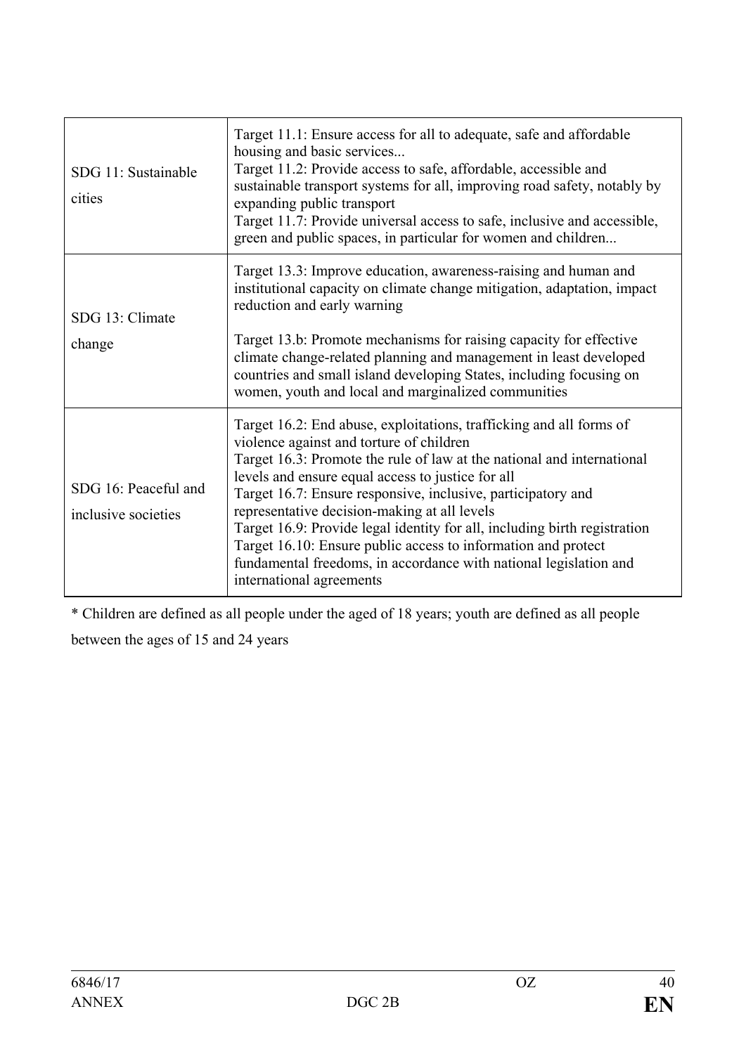| | |
|---|---|
| SDG 11: Sustainable cities | Target 11.1: Ensure access for all to adequate, safe and affordable housing and basic services...<br>Target 11.2: Provide access to safe, affordable, accessible and sustainable transport systems for all, improving road safety, notably by expanding public transport<br>Target 11.7: Provide universal access to safe, inclusive and accessible, green and public spaces, in particular for women and children... |
| SDG 13: Climate change | Target 13.3: Improve education, awareness-raising and human and institutional capacity on climate change mitigation, adaptation, impact reduction and early warning<br><br>Target 13.b: Promote mechanisms for raising capacity for effective climate change-related planning and management in least developed countries and small island developing States, including focusing on women, youth and local and marginalized communities |
| SDG 16: Peaceful and inclusive societies | Target 16.2: End abuse, exploitations, trafficking and all forms of violence against and torture of children<br>Target 16.3: Promote the rule of law at the national and international levels and ensure equal access to justice for all<br>Target 16.7: Ensure responsive, inclusive, participatory and representative decision-making at all levels<br>Target 16.9: Provide legal identity for all, including birth registration<br>Target 16.10: Ensure public access to information and protect fundamental freedoms, in accordance with national legislation and international agreements |

* Children are defined as all people under the aged of 18 years; youth are defined as all people between the ages of 15 and 24 years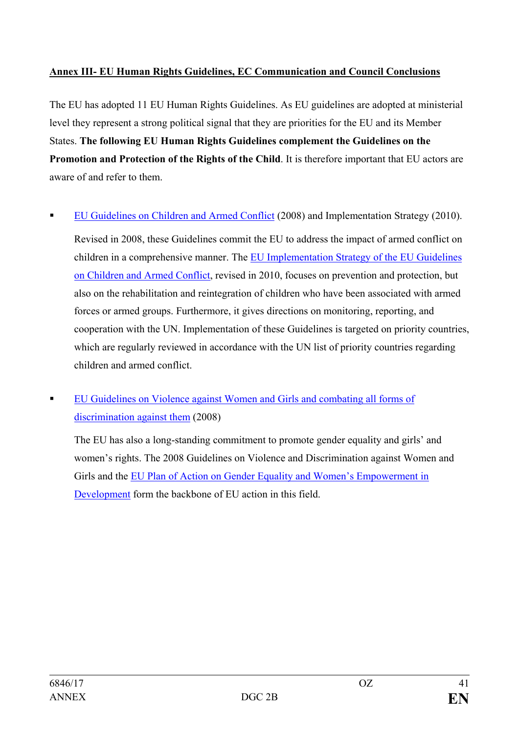**Annex III- EU Human Rights Guidelines, EC Communication and Council Conclusions**

The EU has adopted 11 EU Human Rights Guidelines. As EU guidelines are adopted at ministerial level they represent a strong political signal that they are priorities for the EU and its Member States. **The following EU Human Rights Guidelines complement the Guidelines on the Promotion and Protection of the Rights of the Child**. It is therefore important that EU actors are aware of and refer to them.

- EU Guidelines on Children and Armed Conflict (2008) and Implementation Strategy (2010).

  Revised in 2008, these Guidelines commit the EU to address the impact of armed conflict on children in a comprehensive manner. The EU Implementation Strategy of the EU Guidelines on Children and Armed Conflict, revised in 2010, focuses on prevention and protection, but also on the rehabilitation and reintegration of children who have been associated with armed forces or armed groups. Furthermore, it gives directions on monitoring, reporting, and cooperation with the UN. Implementation of these Guidelines is targeted on priority countries, which are regularly reviewed in accordance with the UN list of priority countries regarding children and armed conflict.

- EU Guidelines on Violence against Women and Girls and combating all forms of discrimination against them (2008)

  The EU has also a long-standing commitment to promote gender equality and girls' and women's rights. The 2008 Guidelines on Violence and Discrimination against Women and Girls and the EU Plan of Action on Gender Equality and Women's Empowerment in Development form the backbone of EU action in this field.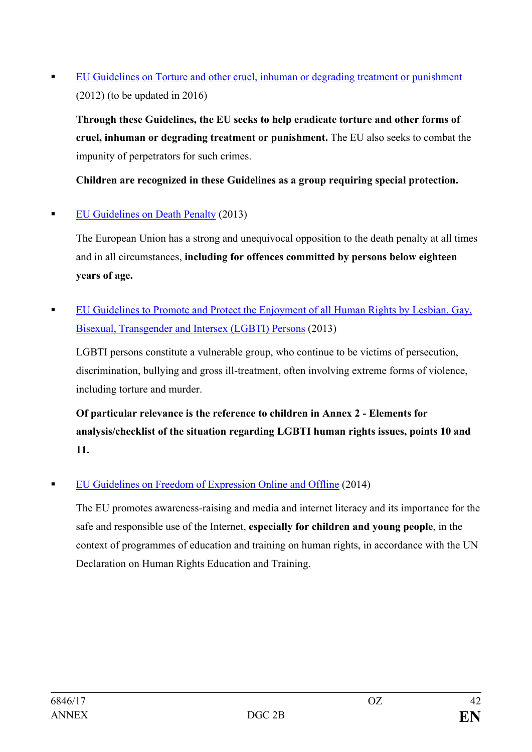- EU Guidelines on Torture and other cruel, inhuman or degrading treatment or punishment (2012) (to be updated in 2016)

  **Through these Guidelines, the EU seeks to help eradicate torture and other forms of cruel, inhuman or degrading treatment or punishment.** The EU also seeks to combat the impunity of perpetrators for such crimes.

  **Children are recognized in these Guidelines as a group requiring special protection.**

- EU Guidelines on Death Penalty (2013)

  The European Union has a strong and unequivocal opposition to the death penalty at all times and in all circumstances, **including for offences committed by persons below eighteen years of age.**

- EU Guidelines to Promote and Protect the Enjoyment of all Human Rights by Lesbian, Gay, Bisexual, Transgender and Intersex (LGBTI) Persons (2013)

  LGBTI persons constitute a vulnerable group, who continue to be victims of persecution, discrimination, bullying and gross ill-treatment, often involving extreme forms of violence, including torture and murder.

  **Of particular relevance is the reference to children in Annex 2 - Elements for analysis/checklist of the situation regarding LGBTI human rights issues, points 10 and 11.**

- EU Guidelines on Freedom of Expression Online and Offline (2014)

  The EU promotes awareness-raising and media and internet literacy and its importance for the safe and responsible use of the Internet, **especially for children and young people**, in the context of programmes of education and training on human rights, in accordance with the UN Declaration on Human Rights Education and Training.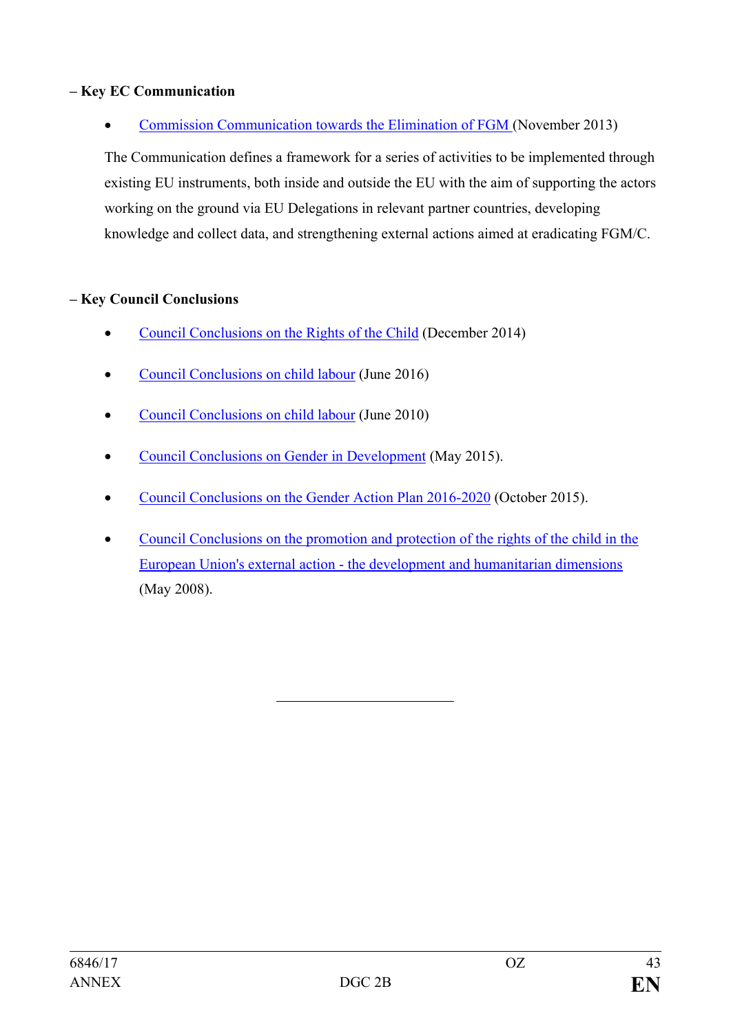**– Key EC Communication**

- Commission Communication towards the Elimination of FGM (November 2013)

The Communication defines a framework for a series of activities to be implemented through existing EU instruments, both inside and outside the EU with the aim of supporting the actors working on the ground via EU Delegations in relevant partner countries, developing knowledge and collect data, and strengthening external actions aimed at eradicating FGM/C.

**– Key Council Conclusions**

- Council Conclusions on the Rights of the Child (December 2014)
- Council Conclusions on child labour (June 2016)
- Council Conclusions on child labour (June 2010)
- Council Conclusions on Gender in Development (May 2015).
- Council Conclusions on the Gender Action Plan 2016-2020 (October 2015).
- Council Conclusions on the promotion and protection of the rights of the child in the European Union's external action - the development and humanitarian dimensions (May 2008).